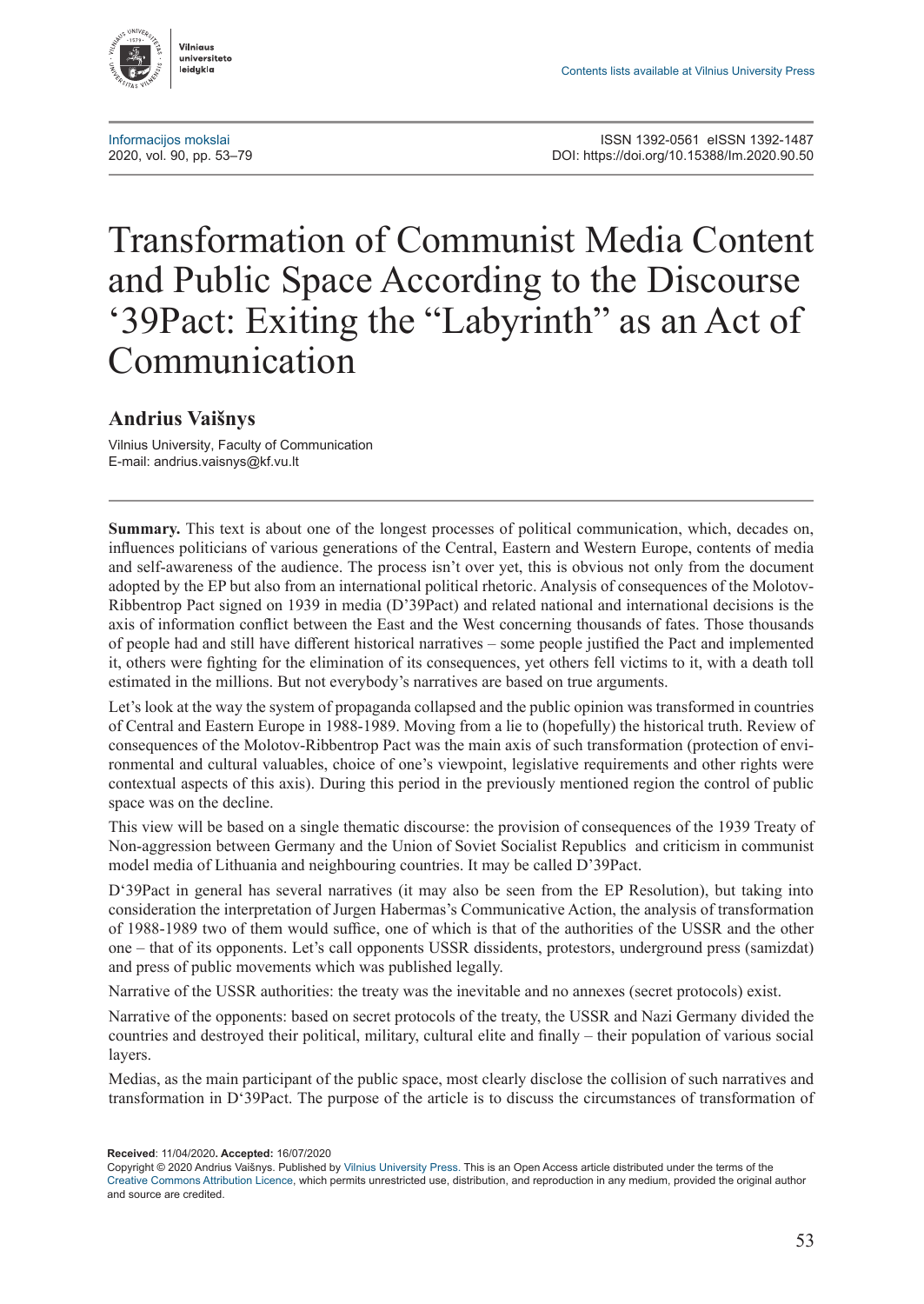Informacijos mokslai
2020, vol. 90, pp. 53–79

ISSN 1392-0561 eISSN 1392-1487
DOI: https://doi.org/10.15388/Im.2020.90.50

# Transformation of Communist Media Content and Public Space According to the Discourse '39Pact: Exiting the "Labyrinth" as an Act of Communication

**Andrius Vaišnys**

Vilnius University, Faculty of Communication
E-mail: andrius.vaisnys@kf.vu.lt

**Summary.** This text is about one of the longest processes of political communication, which, decades on, influences politicians of various generations of the Central, Eastern and Western Europe, contents of media and self-awareness of the audience. The process isn't over yet, this is obvious not only from the document adopted by the EP but also from an international political rhetoric. Analysis of consequences of the Molotov-Ribbentrop Pact signed on 1939 in media (D'39Pact) and related national and international decisions is the axis of information conflict between the East and the West concerning thousands of fates. Those thousands of people had and still have different historical narratives – some people justified the Pact and implemented it, others were fighting for the elimination of its consequences, yet others fell victims to it, with a death toll estimated in the millions. But not everybody's narratives are based on true arguments.

Let's look at the way the system of propaganda collapsed and the public opinion was transformed in countries of Central and Eastern Europe in 1988-1989. Moving from a lie to (hopefully) the historical truth. Review of consequences of the Molotov-Ribbentrop Pact was the main axis of such transformation (protection of environmental and cultural valuables, choice of one's viewpoint, legislative requirements and other rights were contextual aspects of this axis). During this period in the previously mentioned region the control of public space was on the decline.

This view will be based on a single thematic discourse: the provision of consequences of the 1939 Treaty of Non-aggression between Germany and the Union of Soviet Socialist Republics and criticism in communist model media of Lithuania and neighbouring countries. It may be called D'39Pact.

D'39Pact in general has several narratives (it may also be seen from the EP Resolution), but taking into consideration the interpretation of Jurgen Habermas's Communicative Action, the analysis of transformation of 1988-1989 two of them would suffice, one of which is that of the authorities of the USSR and the other one – that of its opponents. Let's call opponents USSR dissidents, protestors, underground press (samizdat) and press of public movements which was published legally.

Narrative of the USSR authorities: the treaty was the inevitable and no annexes (secret protocols) exist.

Narrative of the opponents: based on secret protocols of the treaty, the USSR and Nazi Germany divided the countries and destroyed their political, military, cultural elite and finally – their population of various social layers.

Medias, as the main participant of the public space, most clearly disclose the collision of such narratives and transformation in D'39Pact. The purpose of the article is to discuss the circumstances of transformation of

**Received**: 11/04/2020. **Accepted:** 16/07/2020
Copyright © 2020 Andrius Vaišnys. Published by Vilnius University Press. This is an Open Access article distributed under the terms of the Creative Commons Attribution Licence, which permits unrestricted use, distribution, and reproduction in any medium, provided the original author and source are credited.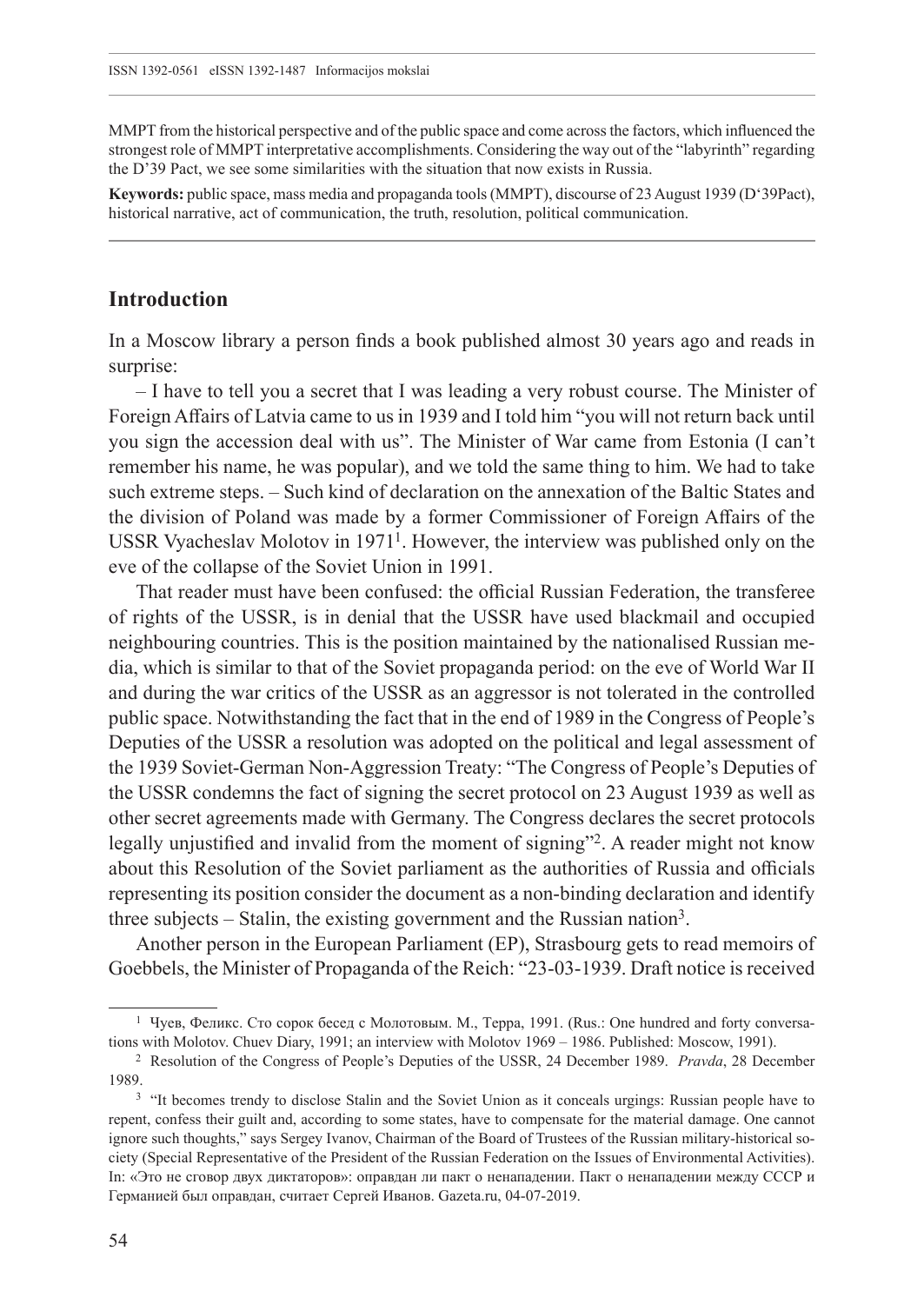MMPT from the historical perspective and of the public space and come across the factors, which influenced the strongest role of MMPT interpretative accomplishments. Considering the way out of the "labyrinth" regarding the D'39 Pact, we see some similarities with the situation that now exists in Russia.

**Keywords:** public space, mass media and propaganda tools (MMPT), discourse of 23 August 1939 (D'39Pact), historical narrative, act of communication, the truth, resolution, political communication.

## Introduction

In a Moscow library a person finds a book published almost 30 years ago and reads in surprise:

– I have to tell you a secret that I was leading a very robust course. The Minister of Foreign Affairs of Latvia came to us in 1939 and I told him "you will not return back until you sign the accession deal with us". The Minister of War came from Estonia (I can't remember his name, he was popular), and we told the same thing to him. We had to take such extreme steps. – Such kind of declaration on the annexation of the Baltic States and the division of Poland was made by a former Commissioner of Foreign Affairs of the USSR Vyacheslav Molotov in 1971[1]. However, the interview was published only on the eve of the collapse of the Soviet Union in 1991.

That reader must have been confused: the official Russian Federation, the transferee of rights of the USSR, is in denial that the USSR have used blackmail and occupied neighbouring countries. This is the position maintained by the nationalised Russian media, which is similar to that of the Soviet propaganda period: on the eve of World War II and during the war critics of the USSR as an aggressor is not tolerated in the controlled public space. Notwithstanding the fact that in the end of 1989 in the Congress of People's Deputies of the USSR a resolution was adopted on the political and legal assessment of the 1939 Soviet-German Non-Aggression Treaty: "The Congress of People's Deputies of the USSR condemns the fact of signing the secret protocol on 23 August 1939 as well as other secret agreements made with Germany. The Congress declares the secret protocols legally unjustified and invalid from the moment of signing"[2]. A reader might not know about this Resolution of the Soviet parliament as the authorities of Russia and officials representing its position consider the document as a non-binding declaration and identify three subjects – Stalin, the existing government and the Russian nation[3].

Another person in the European Parliament (EP), Strasbourg gets to read memoirs of Goebbels, the Minister of Propaganda of the Reich: "23-03-1939. Draft notice is received

---

[1] Чуев, Феликс. Сто сорок бесед с Молотовым. М., Терра, 1991. (Rus.: One hundred and forty conversations with Molotov. Chuev Diary, 1991; an interview with Molotov 1969 – 1986. Published: Moscow, 1991).

[2] Resolution of the Congress of People's Deputies of the USSR, 24 December 1989. *Pravda*, 28 December 1989.

[3] "It becomes trendy to disclose Stalin and the Soviet Union as it conceals urgings: Russian people have to repent, confess their guilt and, according to some states, have to compensate for the material damage. One cannot ignore such thoughts," says Sergey Ivanov, Chairman of the Board of Trustees of the Russian military-historical society (Special Representative of the President of the Russian Federation on the Issues of Environmental Activities). In: «Это не сговор двух диктаторов»: оправдан ли пакт о ненападении. Пакт о ненападении между СССР и Германией был оправдан, считает Сергей Иванов. Gazeta.ru, 04-07-2019.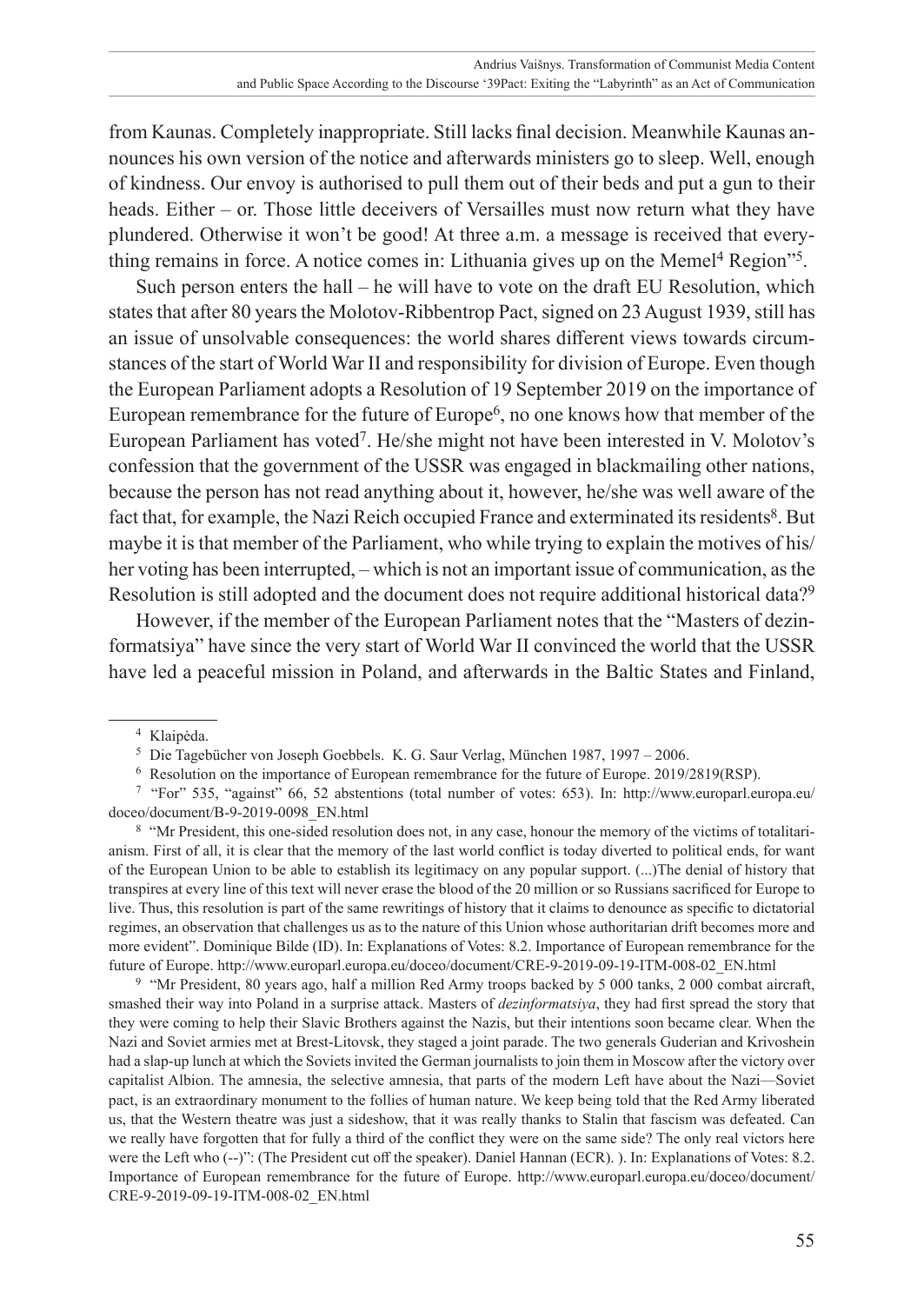from Kaunas. Completely inappropriate. Still lacks final decision. Meanwhile Kaunas announces his own version of the notice and afterwards ministers go to sleep. Well, enough of kindness. Our envoy is authorised to pull them out of their beds and put a gun to their heads. Either – or. Those little deceivers of Versailles must now return what they have plundered. Otherwise it won't be good! At three a.m. a message is received that everything remains in force. A notice comes in: Lithuania gives up on the Memel[4] Region"[5].

Such person enters the hall – he will have to vote on the draft EU Resolution, which states that after 80 years the Molotov-Ribbentrop Pact, signed on 23 August 1939, still has an issue of unsolvable consequences: the world shares different views towards circumstances of the start of World War II and responsibility for division of Europe. Even though the European Parliament adopts a Resolution of 19 September 2019 on the importance of European remembrance for the future of Europe[6], no one knows how that member of the European Parliament has voted[7]. He/she might not have been interested in V. Molotov's confession that the government of the USSR was engaged in blackmailing other nations, because the person has not read anything about it, however, he/she was well aware of the fact that, for example, the Nazi Reich occupied France and exterminated its residents[8]. But maybe it is that member of the Parliament, who while trying to explain the motives of his/her voting has been interrupted, – which is not an important issue of communication, as the Resolution is still adopted and the document does not require additional historical data?[9]

However, if the member of the European Parliament notes that the "Masters of dezinformatsiya" have since the very start of World War II convinced the world that the USSR have led a peaceful mission in Poland, and afterwards in the Baltic States and Finland,

---

[4] Klaipėda.

[5] Die Tagebücher von Joseph Goebbels. K. G. Saur Verlag, München 1987, 1997 – 2006.

[6] Resolution on the importance of European remembrance for the future of Europe. 2019/2819(RSP).

[7] "For" 535, "against" 66, 52 abstentions (total number of votes: 653). In: http://www.europarl.europa.eu/doceo/document/B-9-2019-0098_EN.html

[8] "Mr President, this one-sided resolution does not, in any case, honour the memory of the victims of totalitarianism. First of all, it is clear that the memory of the last world conflict is today diverted to political ends, for want of the European Union to be able to establish its legitimacy on any popular support. (...)The denial of history that transpires at every line of this text will never erase the blood of the 20 million or so Russians sacrificed for Europe to live. Thus, this resolution is part of the same rewritings of history that it claims to denounce as specific to dictatorial regimes, an observation that challenges us as to the nature of this Union whose authoritarian drift becomes more and more evident". Dominique Bilde (ID). In: Explanations of Votes: 8.2. Importance of European remembrance for the future of Europe. http://www.europarl.europa.eu/doceo/document/CRE-9-2019-09-19-ITM-008-02_EN.html

[9] "Mr President, 80 years ago, half a million Red Army troops backed by 5 000 tanks, 2 000 combat aircraft, smashed their way into Poland in a surprise attack. Masters of *dezinformatsiya*, they had first spread the story that they were coming to help their Slavic Brothers against the Nazis, but their intentions soon became clear. When the Nazi and Soviet armies met at Brest-Litovsk, they staged a joint parade. The two generals Guderian and Krivoshein had a slap-up lunch at which the Soviets invited the German journalists to join them in Moscow after the victory over capitalist Albion. The amnesia, the selective amnesia, that parts of the modern Left have about the Nazi—Soviet pact, is an extraordinary monument to the follies of human nature. We keep being told that the Red Army liberated us, that the Western theatre was just a sideshow, that it was really thanks to Stalin that fascism was defeated. Can we really have forgotten that for fully a third of the conflict they were on the same side? The only real victors here were the Left who (--)": (The President cut off the speaker). Daniel Hannan (ECR). ). In: Explanations of Votes: 8.2. Importance of European remembrance for the future of Europe. http://www.europarl.europa.eu/doceo/document/CRE-9-2019-09-19-ITM-008-02_EN.html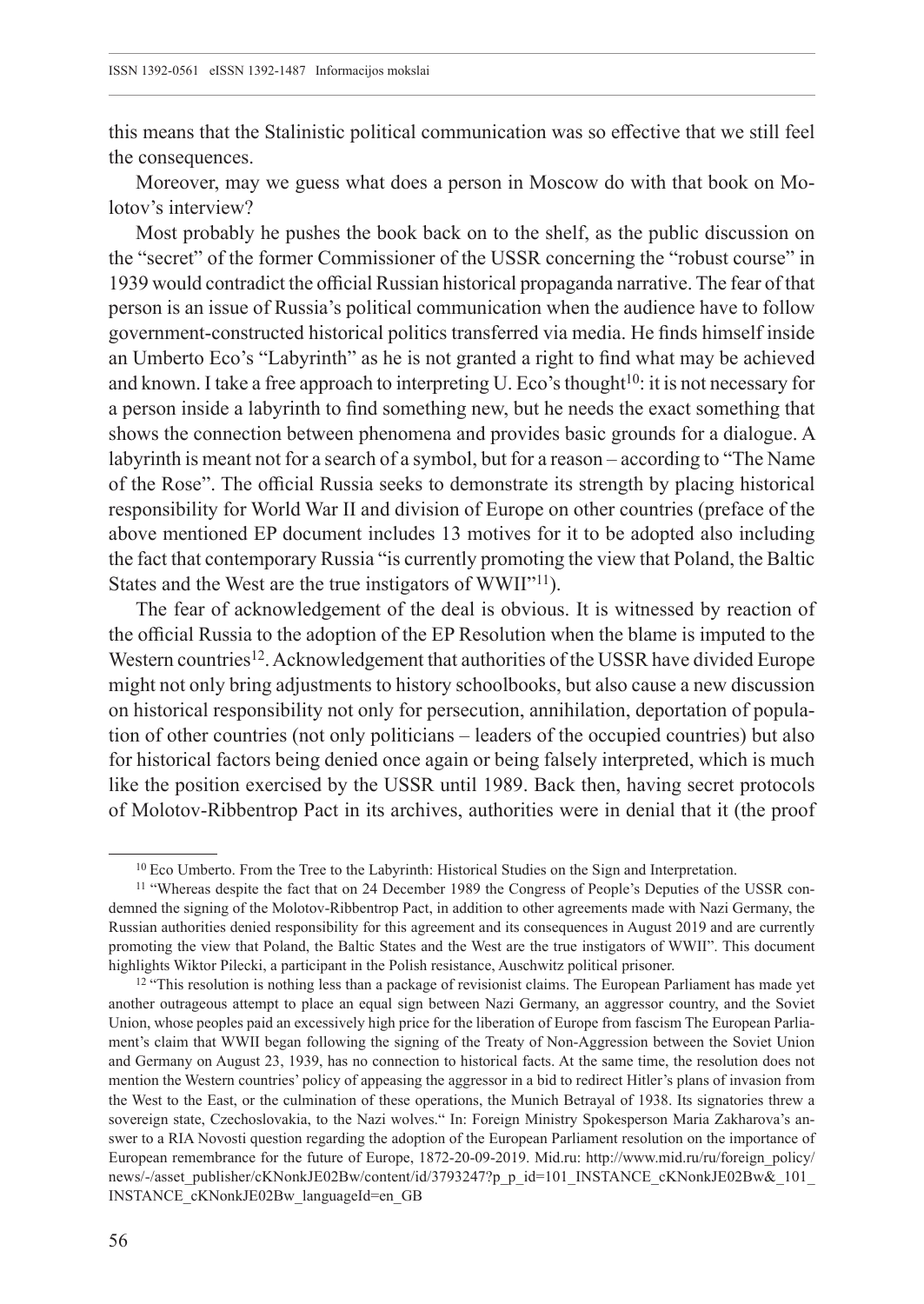this means that the Stalinistic political communication was so effective that we still feel the consequences.

Moreover, may we guess what does a person in Moscow do with that book on Molotov's interview?

Most probably he pushes the book back on to the shelf, as the public discussion on the "secret" of the former Commissioner of the USSR concerning the "robust course" in 1939 would contradict the official Russian historical propaganda narrative. The fear of that person is an issue of Russia's political communication when the audience have to follow government-constructed historical politics transferred via media. He finds himself inside an Umberto Eco's "Labyrinth" as he is not granted a right to find what may be achieved and known. I take a free approach to interpreting U. Eco's thought[10]: it is not necessary for a person inside a labyrinth to find something new, but he needs the exact something that shows the connection between phenomena and provides basic grounds for a dialogue. A labyrinth is meant not for a search of a symbol, but for a reason – according to "The Name of the Rose". The official Russia seeks to demonstrate its strength by placing historical responsibility for World War II and division of Europe on other countries (preface of the above mentioned EP document includes 13 motives for it to be adopted also including the fact that contemporary Russia "is currently promoting the view that Poland, the Baltic States and the West are the true instigators of WWII"[11]).

The fear of acknowledgement of the deal is obvious. It is witnessed by reaction of the official Russia to the adoption of the EP Resolution when the blame is imputed to the Western countries[12]. Acknowledgement that authorities of the USSR have divided Europe might not only bring adjustments to history schoolbooks, but also cause a new discussion on historical responsibility not only for persecution, annihilation, deportation of population of other countries (not only politicians – leaders of the occupied countries) but also for historical factors being denied once again or being falsely interpreted, which is much like the position exercised by the USSR until 1989. Back then, having secret protocols of Molotov-Ribbentrop Pact in its archives, authorities were in denial that it (the proof

---

[10] Eco Umberto. From the Tree to the Labyrinth: Historical Studies on the Sign and Interpretation.

[11] "Whereas despite the fact that on 24 December 1989 the Congress of People's Deputies of the USSR condemned the signing of the Molotov-Ribbentrop Pact, in addition to other agreements made with Nazi Germany, the Russian authorities denied responsibility for this agreement and its consequences in August 2019 and are currently promoting the view that Poland, the Baltic States and the West are the true instigators of WWII". This document highlights Wiktor Pilecki, a participant in the Polish resistance, Auschwitz political prisoner.

[12] "This resolution is nothing less than a package of revisionist claims. The European Parliament has made yet another outrageous attempt to place an equal sign between Nazi Germany, an aggressor country, and the Soviet Union, whose peoples paid an excessively high price for the liberation of Europe from fascism The European Parliament's claim that WWII began following the signing of the Treaty of Non-Aggression between the Soviet Union and Germany on August 23, 1939, has no connection to historical facts. At the same time, the resolution does not mention the Western countries' policy of appeasing the aggressor in a bid to redirect Hitler's plans of invasion from the West to the East, or the culmination of these operations, the Munich Betrayal of 1938. Its signatories threw a sovereign state, Czechoslovakia, to the Nazi wolves." In: Foreign Ministry Spokesperson Maria Zakharova's answer to a RIA Novosti question regarding the adoption of the European Parliament resolution on the importance of European remembrance for the future of Europe, 1872-20-09-2019. Mid.ru: http://www.mid.ru/ru/foreign_policy/news/-/asset_publisher/cKNonkJE02Bw/content/id/3793247?p_p_id=101_INSTANCE_cKNonkJE02Bw&_101_INSTANCE_cKNonkJE02Bw_languageId=en_GB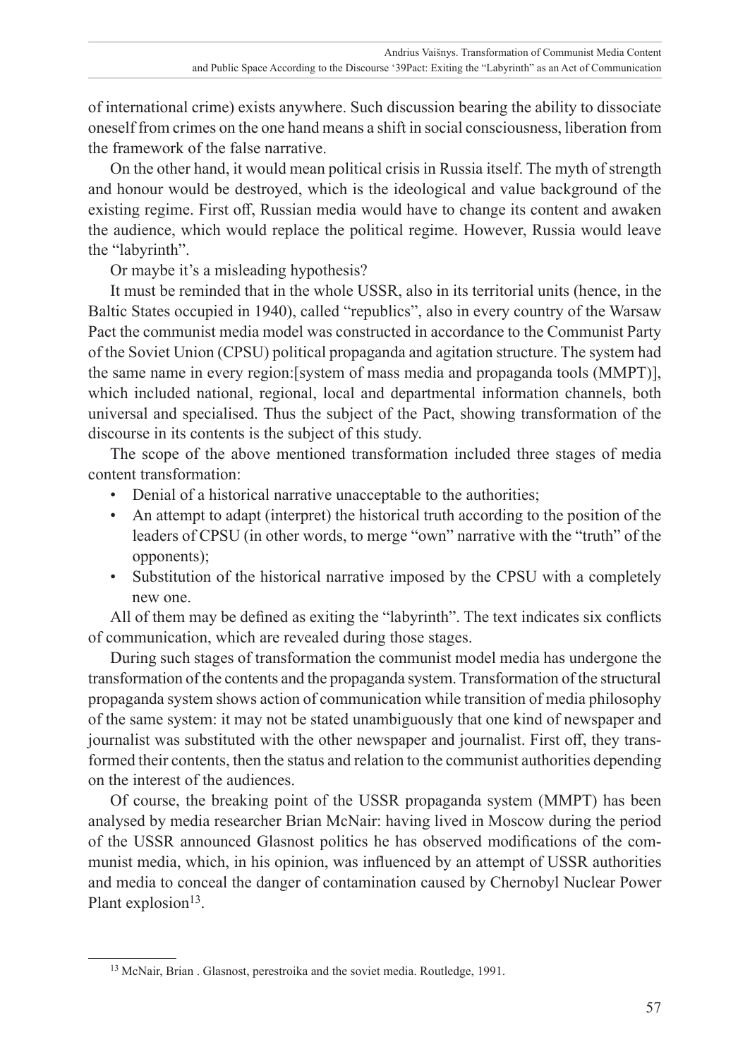of international crime) exists anywhere. Such discussion bearing the ability to dissociate oneself from crimes on the one hand means a shift in social consciousness, liberation from the framework of the false narrative.

On the other hand, it would mean political crisis in Russia itself. The myth of strength and honour would be destroyed, which is the ideological and value background of the existing regime. First off, Russian media would have to change its content and awaken the audience, which would replace the political regime. However, Russia would leave the "labyrinth".

Or maybe it's a misleading hypothesis?

It must be reminded that in the whole USSR, also in its territorial units (hence, in the Baltic States occupied in 1940), called "republics", also in every country of the Warsaw Pact the communist media model was constructed in accordance to the Communist Party of the Soviet Union (CPSU) political propaganda and agitation structure. The system had the same name in every region:[system of mass media and propaganda tools (MMPT)], which included national, regional, local and departmental information channels, both universal and specialised. Thus the subject of the Pact, showing transformation of the discourse in its contents is the subject of this study.

The scope of the above mentioned transformation included three stages of media content transformation:

- Denial of a historical narrative unacceptable to the authorities;
- An attempt to adapt (interpret) the historical truth according to the position of the leaders of CPSU (in other words, to merge "own" narrative with the "truth" of the opponents);
- Substitution of the historical narrative imposed by the CPSU with a completely new one.

All of them may be defined as exiting the "labyrinth". The text indicates six conflicts of communication, which are revealed during those stages.

During such stages of transformation the communist model media has undergone the transformation of the contents and the propaganda system. Transformation of the structural propaganda system shows action of communication while transition of media philosophy of the same system: it may not be stated unambiguously that one kind of newspaper and journalist was substituted with the other newspaper and journalist. First off, they transformed their contents, then the status and relation to the communist authorities depending on the interest of the audiences.

Of course, the breaking point of the USSR propaganda system (MMPT) has been analysed by media researcher Brian McNair: having lived in Moscow during the period of the USSR announced Glasnost politics he has observed modifications of the communist media, which, in his opinion, was influenced by an attempt of USSR authorities and media to conceal the danger of contamination caused by Chernobyl Nuclear Power Plant explosion[13].

[13] McNair, Brian . Glasnost, perestroika and the soviet media. Routledge, 1991.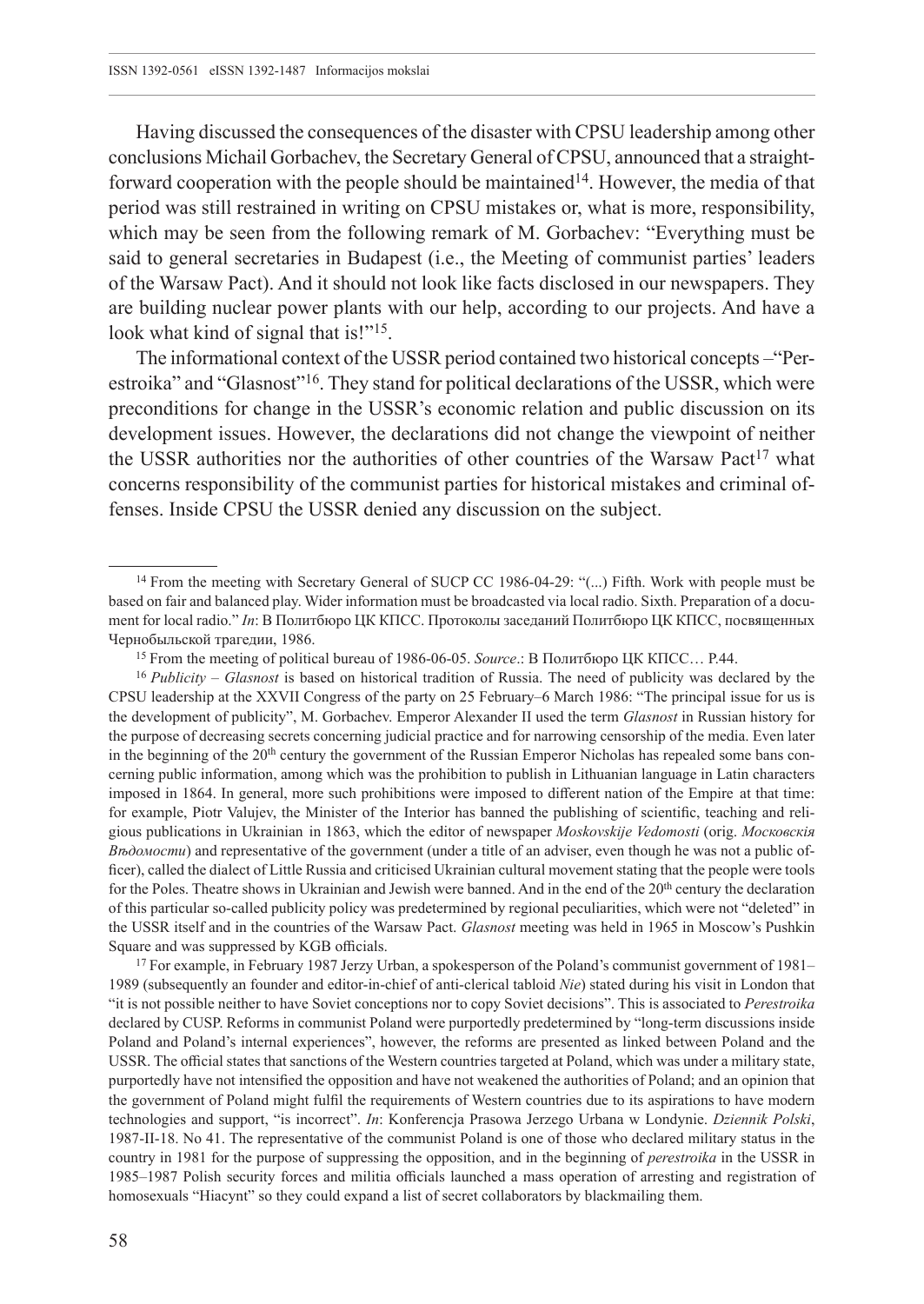Having discussed the consequences of the disaster with CPSU leadership among other conclusions Michail Gorbachev, the Secretary General of CPSU, announced that a straightforward cooperation with the people should be maintained[14]. However, the media of that period was still restrained in writing on CPSU mistakes or, what is more, responsibility, which may be seen from the following remark of M. Gorbachev: "Everything must be said to general secretaries in Budapest (i.e., the Meeting of communist parties' leaders of the Warsaw Pact). And it should not look like facts disclosed in our newspapers. They are building nuclear power plants with our help, according to our projects. And have a look what kind of signal that is!"[15].

The informational context of the USSR period contained two historical concepts –"Perestroika" and "Glasnost"[16]. They stand for political declarations of the USSR, which were preconditions for change in the USSR's economic relation and public discussion on its development issues. However, the declarations did not change the viewpoint of neither the USSR authorities nor the authorities of other countries of the Warsaw Pact[17] what concerns responsibility of the communist parties for historical mistakes and criminal offenses. Inside CPSU the USSR denied any discussion on the subject.

---

[14] From the meeting with Secretary General of SUCP CC 1986-04-29: "(...) Fifth. Work with people must be based on fair and balanced play. Wider information must be broadcasted via local radio. Sixth. Preparation of a document for local radio." *In*: В Политбюро ЦК КПСС. Протоколы заседаний Политбюро ЦК КПСС, посвященных Чернобыльской трагедии, 1986.

[15] From the meeting of political bureau of 1986-06-05. *Source*.: В Политбюро ЦК КПСС… P.44.

[16] *Publicity – Glasnost* is based on historical tradition of Russia. The need of publicity was declared by the CPSU leadership at the XXVII Congress of the party on 25 February–6 March 1986: "The principal issue for us is the development of publicity", M. Gorbachev. Emperor Alexander II used the term *Glasnost* in Russian history for the purpose of decreasing secrets concerning judicial practice and for narrowing censorship of the media. Even later in the beginning of the 20th century the government of the Russian Emperor Nicholas has repealed some bans concerning public information, among which was the prohibition to publish in Lithuanian language in Latin characters imposed in 1864. In general, more such prohibitions were imposed to different nation of the Empire at that time: for example, Piotr Valujev, the Minister of the Interior has banned the publishing of scientific, teaching and religious publications in Ukrainian in 1863, which the editor of newspaper *Moskovskije Vedomosti* (orig. *Московскія Вѣдомости*) and representative of the government (under a title of an adviser, even though he was not a public officer), called the dialect of Little Russia and criticised Ukrainian cultural movement stating that the people were tools for the Poles. Theatre shows in Ukrainian and Jewish were banned. And in the end of the 20th century the declaration of this particular so-called publicity policy was predetermined by regional peculiarities, which were not "deleted" in the USSR itself and in the countries of the Warsaw Pact. *Glasnost* meeting was held in 1965 in Moscow's Pushkin Square and was suppressed by KGB officials.

[17] For example, in February 1987 Jerzy Urban, a spokesperson of the Poland's communist government of 1981–1989 (subsequently an founder and editor-in-chief of anti-clerical tabloid *Nie*) stated during his visit in London that "it is not possible neither to have Soviet conceptions nor to copy Soviet decisions". This is associated to *Perestroika* declared by CUSP. Reforms in communist Poland were purportedly predetermined by "long-term discussions inside Poland and Poland's internal experiences", however, the reforms are presented as linked between Poland and the USSR. The official states that sanctions of the Western countries targeted at Poland, which was under a military state, purportedly have not intensified the opposition and have not weakened the authorities of Poland; and an opinion that the government of Poland might fulfil the requirements of Western countries due to its aspirations to have modern technologies and support, "is incorrect". *In*: Konferencja Prasowa Jerzego Urbana w Londynie. *Dziennik Polski*, 1987-II-18. No 41. The representative of the communist Poland is one of those who declared military status in the country in 1981 for the purpose of suppressing the opposition, and in the beginning of *perestroika* in the USSR in 1985–1987 Polish security forces and militia officials launched a mass operation of arresting and registration of homosexuals "Hiacynt" so they could expand a list of secret collaborators by blackmailing them.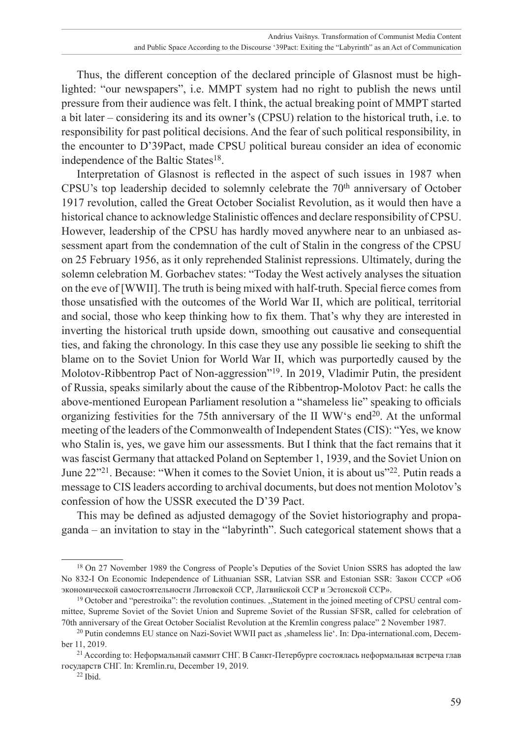Thus, the different conception of the declared principle of Glasnost must be highlighted: "our newspapers", i.e. MMPT system had no right to publish the news until pressure from their audience was felt. I think, the actual breaking point of MMPT started a bit later – considering its and its owner's (CPSU) relation to the historical truth, i.e. to responsibility for past political decisions. And the fear of such political responsibility, in the encounter to D'39Pact, made CPSU political bureau consider an idea of economic independence of the Baltic States[18].

Interpretation of Glasnost is reflected in the aspect of such issues in 1987 when CPSU's top leadership decided to solemnly celebrate the 70th anniversary of October 1917 revolution, called the Great October Socialist Revolution, as it would then have a historical chance to acknowledge Stalinistic offences and declare responsibility of CPSU. However, leadership of the CPSU has hardly moved anywhere near to an unbiased assessment apart from the condemnation of the cult of Stalin in the congress of the CPSU on 25 February 1956, as it only reprehended Stalinist repressions. Ultimately, during the solemn celebration M. Gorbachev states: "Today the West actively analyses the situation on the eve of [WWII]. The truth is being mixed with half-truth. Special fierce comes from those unsatisfied with the outcomes of the World War II, which are political, territorial and social, those who keep thinking how to fix them. That's why they are interested in inverting the historical truth upside down, smoothing out causative and consequential ties, and faking the chronology. In this case they use any possible lie seeking to shift the blame on to the Soviet Union for World War II, which was purportedly caused by the Molotov-Ribbentrop Pact of Non-aggression"[19]. In 2019, Vladimir Putin, the president of Russia, speaks similarly about the cause of the Ribbentrop-Molotov Pact: he calls the above-mentioned European Parliament resolution a "shameless lie" speaking to officials organizing festivities for the 75th anniversary of the II WW's end[20]. At the unformal meeting of the leaders of the Commonwealth of Independent States (CIS): "Yes, we know who Stalin is, yes, we gave him our assessments. But I think that the fact remains that it was fascist Germany that attacked Poland on September 1, 1939, and the Soviet Union on June 22"[21]. Because: "When it comes to the Soviet Union, it is about us"[22]. Putin reads a message to CIS leaders according to archival documents, but does not mention Molotov's confession of how the USSR executed the D'39 Pact.

This may be defined as adjusted demagogy of the Soviet historiography and propaganda – an invitation to stay in the "labyrinth". Such categorical statement shows that a

---

[18] On 27 November 1989 the Congress of People's Deputies of the Soviet Union SSRS has adopted the law No 832-I On Economic Independence of Lithuanian SSR, Latvian SSR and Estonian SSR: Закон СССР «Об экономической самостоятельности Литовской ССР, Латвийской ССР и Эстонской ССР».

[19] October and "perestroika": the revolution continues. „Statement in the joined meeting of CPSU central committee, Supreme Soviet of the Soviet Union and Supreme Soviet of the Russian SFSR, called for celebration of 70th anniversary of the Great October Socialist Revolution at the Kremlin congress palace" 2 November 1987.

[20] Putin condemns EU stance on Nazi-Soviet WWII pact as ‚shameless lie'. In: Dpa-international.com, December 11, 2019.

[21] According to: Неформальный саммит СНГ. В Санкт-Петербурге состоялась неформальная встреча глав государств СНГ. In: Kremlin.ru, December 19, 2019.

[22] Ibid.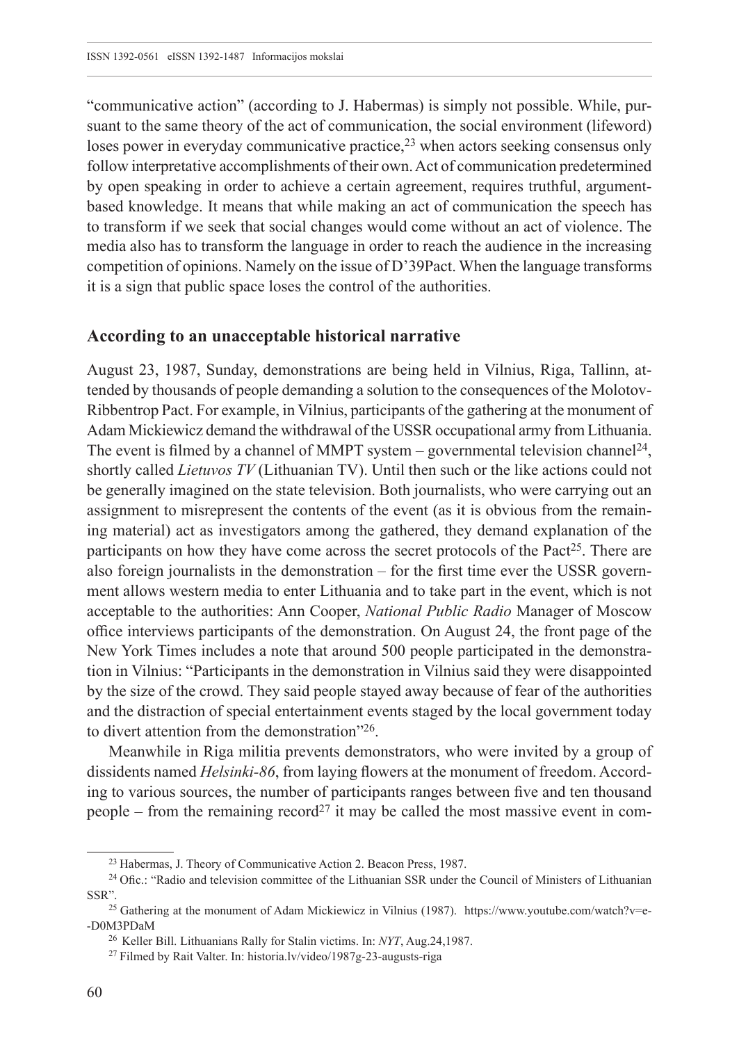"communicative action" (according to J. Habermas) is simply not possible. While, pursuant to the same theory of the act of communication, the social environment (lifeword) loses power in everyday communicative practice,[23] when actors seeking consensus only follow interpretative accomplishments of their own. Act of communication predetermined by open speaking in order to achieve a certain agreement, requires truthful, argument-based knowledge. It means that while making an act of communication the speech has to transform if we seek that social changes would come without an act of violence. The media also has to transform the language in order to reach the audience in the increasing competition of opinions. Namely on the issue of D'39Pact. When the language transforms it is a sign that public space loses the control of the authorities.

## According to an unacceptable historical narrative

August 23, 1987, Sunday, demonstrations are being held in Vilnius, Riga, Tallinn, attended by thousands of people demanding a solution to the consequences of the Molotov-Ribbentrop Pact. For example, in Vilnius, participants of the gathering at the monument of Adam Mickiewicz demand the withdrawal of the USSR occupational army from Lithuania. The event is filmed by a channel of MMPT system – governmental television channel[24], shortly called *Lietuvos TV* (Lithuanian TV). Until then such or the like actions could not be generally imagined on the state television. Both journalists, who were carrying out an assignment to misrepresent the contents of the event (as it is obvious from the remaining material) act as investigators among the gathered, they demand explanation of the participants on how they have come across the secret protocols of the Pact[25]. There are also foreign journalists in the demonstration – for the first time ever the USSR government allows western media to enter Lithuania and to take part in the event, which is not acceptable to the authorities: Ann Cooper, *National Public Radio* Manager of Moscow office interviews participants of the demonstration. On August 24, the front page of the New York Times includes a note that around 500 people participated in the demonstration in Vilnius: "Participants in the demonstration in Vilnius said they were disappointed by the size of the crowd. They said people stayed away because of fear of the authorities and the distraction of special entertainment events staged by the local government today to divert attention from the demonstration"[26].

Meanwhile in Riga militia prevents demonstrators, who were invited by a group of dissidents named *Helsinki-86*, from laying flowers at the monument of freedom. According to various sources, the number of participants ranges between five and ten thousand people – from the remaining record[27] it may be called the most massive event in com-

---

[23] Habermas, J. Theory of Communicative Action 2. Beacon Press, 1987.

[24] Ofic.: "Radio and television committee of the Lithuanian SSR under the Council of Ministers of Lithuanian SSR".

[25] Gathering at the monument of Adam Mickiewicz in Vilnius (1987). https://www.youtube.com/watch?v=e--D0M3PDaM

[26] Keller Bill. Lithuanians Rally for Stalin victims. In: *NYT*, Aug.24,1987.

[27] Filmed by Rait Valter. In: historia.lv/video/1987g-23-augusts-riga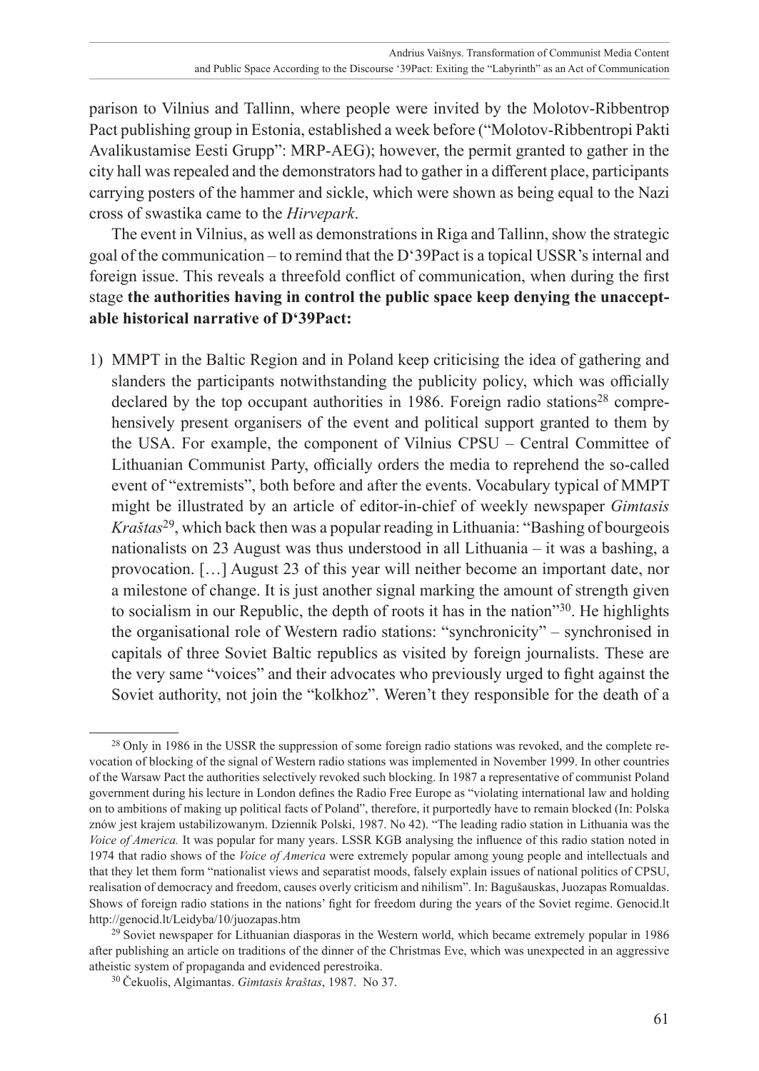parison to Vilnius and Tallinn, where people were invited by the Molotov-Ribbentrop Pact publishing group in Estonia, established a week before ("Molotov-Ribbentropi Pakti Avalikustamise Eesti Grupp": MRP-AEG); however, the permit granted to gather in the city hall was repealed and the demonstrators had to gather in a different place, participants carrying posters of the hammer and sickle, which were shown as being equal to the Nazi cross of swastika came to the *Hirvepark*.

The event in Vilnius, as well as demonstrations in Riga and Tallinn, show the strategic goal of the communication – to remind that the D'39Pact is a topical USSR's internal and foreign issue. This reveals a threefold conflict of communication, when during the first stage **the authorities having in control the public space keep denying the unacceptable historical narrative of D'39Pact:**

1) MMPT in the Baltic Region and in Poland keep criticising the idea of gathering and slanders the participants notwithstanding the publicity policy, which was officially declared by the top occupant authorities in 1986. Foreign radio stations[28] comprehensively present organisers of the event and political support granted to them by the USA. For example, the component of Vilnius CPSU – Central Committee of Lithuanian Communist Party, officially orders the media to reprehend the so-called event of "extremists", both before and after the events. Vocabulary typical of MMPT might be illustrated by an article of editor-in-chief of weekly newspaper *Gimtasis Kraštas*[29], which back then was a popular reading in Lithuania: "Bashing of bourgeois nationalists on 23 August was thus understood in all Lithuania – it was a bashing, a provocation. […] August 23 of this year will neither become an important date, nor a milestone of change. It is just another signal marking the amount of strength given to socialism in our Republic, the depth of roots it has in the nation"[30]. He highlights the organisational role of Western radio stations: "synchronicity" – synchronised in capitals of three Soviet Baltic republics as visited by foreign journalists. These are the very same "voices" and their advocates who previously urged to fight against the Soviet authority, not join the "kolkhoz". Weren't they responsible for the death of a

---

[28] Only in 1986 in the USSR the suppression of some foreign radio stations was revoked, and the complete revocation of blocking of the signal of Western radio stations was implemented in November 1999. In other countries of the Warsaw Pact the authorities selectively revoked such blocking. In 1987 a representative of communist Poland government during his lecture in London defines the Radio Free Europe as "violating international law and holding on to ambitions of making up political facts of Poland", therefore, it purportedly have to remain blocked (In: Polska znów jest krajem ustabilizowanym. Dziennik Polski, 1987. No 42). "The leading radio station in Lithuania was the *Voice of America.* It was popular for many years. LSSR KGB analysing the influence of this radio station noted in 1974 that radio shows of the *Voice of America* were extremely popular among young people and intellectuals and that they let them form "nationalist views and separatist moods, falsely explain issues of national politics of CPSU, realisation of democracy and freedom, causes overly criticism and nihilism". In: Bagušauskas, Juozapas Romualdas. Shows of foreign radio stations in the nations' fight for freedom during the years of the Soviet regime. Genocid.lt http://genocid.lt/Leidyba/10/juozapas.htm

[29] Soviet newspaper for Lithuanian diasporas in the Western world, which became extremely popular in 1986 after publishing an article on traditions of the dinner of the Christmas Eve, which was unexpected in an aggressive atheistic system of propaganda and evidenced perestroika.

[30] Čekuolis, Algimantas. *Gimtasis kraštas*, 1987. No 37.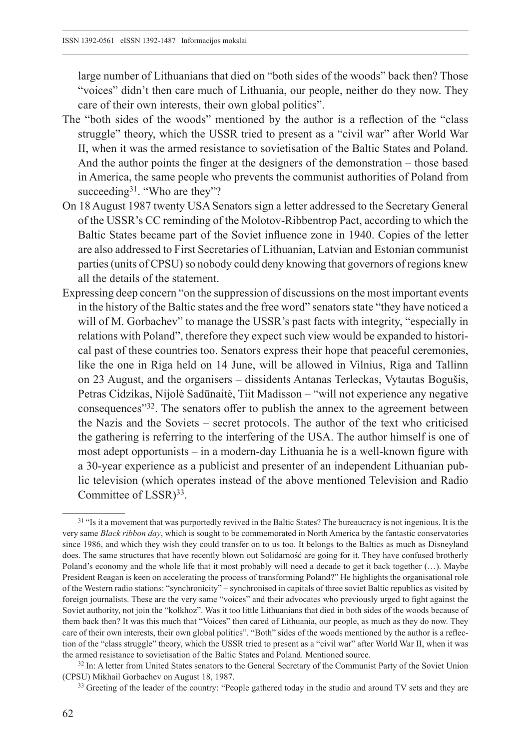large number of Lithuanians that died on "both sides of the woods" back then? Those "voices" didn't then care much of Lithuania, our people, neither do they now. They care of their own interests, their own global politics".

The "both sides of the woods" mentioned by the author is a reflection of the "class struggle" theory, which the USSR tried to present as a "civil war" after World War II, when it was the armed resistance to sovietisation of the Baltic States and Poland. And the author points the finger at the designers of the demonstration – those based in America, the same people who prevents the communist authorities of Poland from succeeding[31]. "Who are they"?

On 18 August 1987 twenty USA Senators sign a letter addressed to the Secretary General of the USSR's CC reminding of the Molotov-Ribbentrop Pact, according to which the Baltic States became part of the Soviet influence zone in 1940. Copies of the letter are also addressed to First Secretaries of Lithuanian, Latvian and Estonian communist parties (units of CPSU) so nobody could deny knowing that governors of regions knew all the details of the statement.

Expressing deep concern "on the suppression of discussions on the most important events in the history of the Baltic states and the free word" senators state "they have noticed a will of M. Gorbachev" to manage the USSR's past facts with integrity, "especially in relations with Poland", therefore they expect such view would be expanded to historical past of these countries too. Senators express their hope that peaceful ceremonies, like the one in Riga held on 14 June, will be allowed in Vilnius, Riga and Tallinn on 23 August, and the organisers – dissidents Antanas Terleckas, Vytautas Bogušis, Petras Cidzikas, Nijolė Sadūnaitė, Tiit Madisson – "will not experience any negative consequences"[32]. The senators offer to publish the annex to the agreement between the Nazis and the Soviets – secret protocols. The author of the text who criticised the gathering is referring to the interfering of the USA. The author himself is one of most adept opportunists – in a modern-day Lithuania he is a well-known figure with a 30-year experience as a publicist and presenter of an independent Lithuanian public television (which operates instead of the above mentioned Television and Radio Committee of LSSR)[33].

---

[31] "Is it a movement that was purportedly revived in the Baltic States? The bureaucracy is not ingenious. It is the very same *Black ribbon day*, which is sought to be commemorated in North America by the fantastic conservatories since 1986, and which they wish they could transfer on to us too. It belongs to the Baltics as much as Disneyland does. The same structures that have recently blown out Solidarność are going for it. They have confused brotherly Poland's economy and the whole life that it most probably will need a decade to get it back together (…). Maybe President Reagan is keen on accelerating the process of transforming Poland?" He highlights the organisational role of the Western radio stations: "synchronicity" – synchronised in capitals of three soviet Baltic republics as visited by foreign journalists. These are the very same "voices" and their advocates who previously urged to fight against the Soviet authority, not join the "kolkhoz". Was it too little Lithuanians that died in both sides of the woods because of them back then? It was this much that "Voices" then cared of Lithuania, our people, as much as they do now. They care of their own interests, their own global politics". "Both" sides of the woods mentioned by the author is a reflection of the "class struggle" theory, which the USSR tried to present as a "civil war" after World War II, when it was the armed resistance to sovietisation of the Baltic States and Poland. Mentioned source.

[32] In: A letter from United States senators to the General Secretary of the Communist Party of the Soviet Union (CPSU) Mikhail Gorbachev on August 18, 1987.

[33] Greeting of the leader of the country: "People gathered today in the studio and around TV sets and they are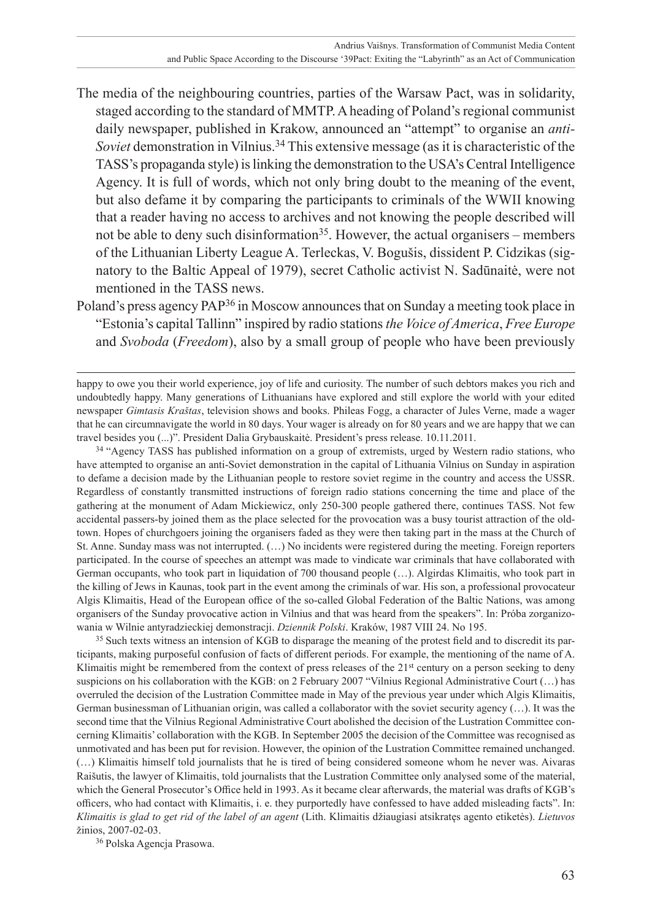The media of the neighbouring countries, parties of the Warsaw Pact, was in solidarity, staged according to the standard of MMTP. A heading of Poland's regional communist daily newspaper, published in Krakow, announced an "attempt" to organise an *anti-Soviet* demonstration in Vilnius.[34] This extensive message (as it is characteristic of the TASS's propaganda style) is linking the demonstration to the USA's Central Intelligence Agency. It is full of words, which not only bring doubt to the meaning of the event, but also defame it by comparing the participants to criminals of the WWII knowing that a reader having no access to archives and not knowing the people described will not be able to deny such disinformation[35]. However, the actual organisers – members of the Lithuanian Liberty League A. Terleckas, V. Bogušis, dissident P. Cidzikas (signatory to the Baltic Appeal of 1979), secret Catholic activist N. Sadūnaitė, were not mentioned in the TASS news.

Poland's press agency PAP[36] in Moscow announces that on Sunday a meeting took place in "Estonia's capital Tallinn" inspired by radio stations *the Voice of America*, *Free Europe* and *Svoboda* (*Freedom*), also by a small group of people who have been previously

---

happy to owe you their world experience, joy of life and curiosity. The number of such debtors makes you rich and undoubtedly happy. Many generations of Lithuanians have explored and still explore the world with your edited newspaper *Gimtasis Kraštas*, television shows and books. Phileas Fogg, a character of Jules Verne, made a wager that he can circumnavigate the world in 80 days. Your wager is already on for 80 years and we are happy that we can travel besides you (...)". President Dalia Grybauskaitė. President's press release. 10.11.2011.

[34] "Agency TASS has published information on a group of extremists, urged by Western radio stations, who have attempted to organise an anti-Soviet demonstration in the capital of Lithuania Vilnius on Sunday in aspiration to defame a decision made by the Lithuanian people to restore soviet regime in the country and access the USSR. Regardless of constantly transmitted instructions of foreign radio stations concerning the time and place of the gathering at the monument of Adam Mickiewicz, only 250-300 people gathered there, continues TASS. Not few accidental passers-by joined them as the place selected for the provocation was a busy tourist attraction of the old-town. Hopes of churchgoers joining the organisers faded as they were then taking part in the mass at the Church of St. Anne. Sunday mass was not interrupted. (…) No incidents were registered during the meeting. Foreign reporters participated. In the course of speeches an attempt was made to vindicate war criminals that have collaborated with German occupants, who took part in liquidation of 700 thousand people (…). Algirdas Klimaitis, who took part in the killing of Jews in Kaunas, took part in the event among the criminals of war. His son, a professional provocateur Algis Klimaitis, Head of the European office of the so-called Global Federation of the Baltic Nations, was among organisers of the Sunday provocative action in Vilnius and that was heard from the speakers". In: Próba zorganizowania w Wilnie antyradzieckiej demonstracji. *Dziennik Polski*. Kraków, 1987 VIII 24. No 195.

[35] Such texts witness an intension of KGB to disparage the meaning of the protest field and to discredit its participants, making purposeful confusion of facts of different periods. For example, the mentioning of the name of A. Klimaitis might be remembered from the context of press releases of the 21st century on a person seeking to deny suspicions on his collaboration with the KGB: on 2 February 2007 "Vilnius Regional Administrative Court (…) has overruled the decision of the Lustration Committee made in May of the previous year under which Algis Klimaitis, German businessman of Lithuanian origin, was called a collaborator with the soviet security agency (…). It was the second time that the Vilnius Regional Administrative Court abolished the decision of the Lustration Committee concerning Klimaitis' collaboration with the KGB. In September 2005 the decision of the Committee was recognised as unmotivated and has been put for revision. However, the opinion of the Lustration Committee remained unchanged. (…) Klimaitis himself told journalists that he is tired of being considered someone whom he never was. Aivaras Raišutis, the lawyer of Klimaitis, told journalists that the Lustration Committee only analysed some of the material, which the General Prosecutor's Office held in 1993. As it became clear afterwards, the material was drafts of KGB's officers, who had contact with Klimaitis, i. e. they purportedly have confessed to have added misleading facts". In: *Klimaitis is glad to get rid of the label of an agent* (Lith. Klimaitis džiaugiasi atsikratęs agento etiketės). *Lietuvos* žinios, 2007-02-03.

[36] Polska Agencja Prasowa.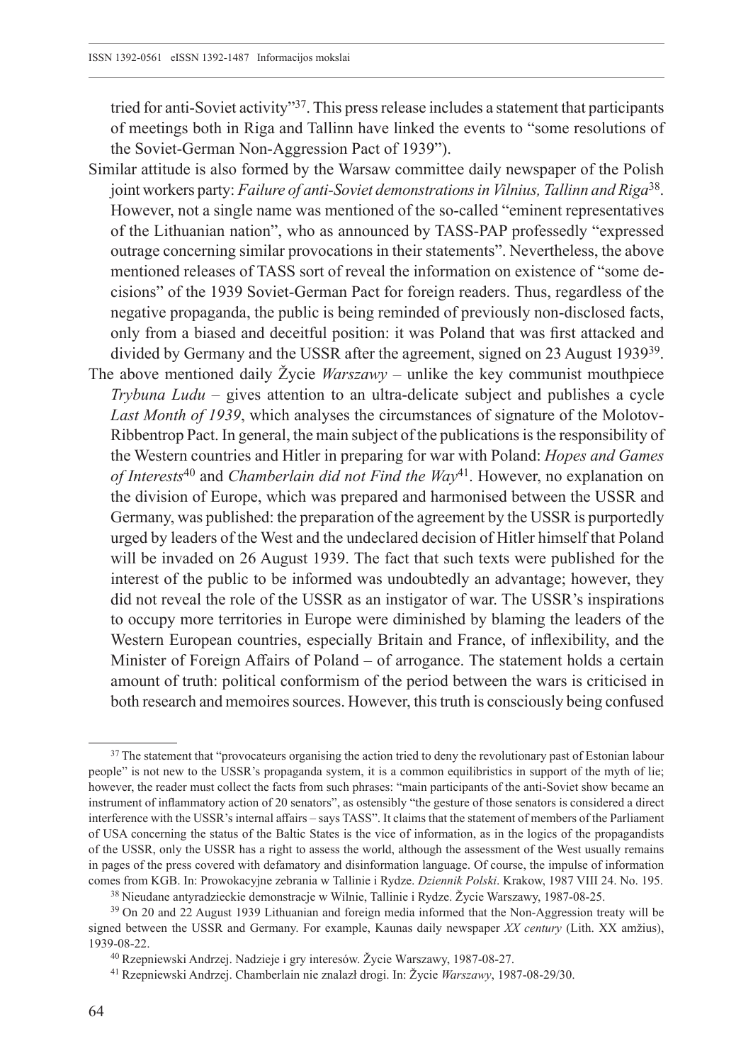tried for anti-Soviet activity"[37]. This press release includes a statement that participants of meetings both in Riga and Tallinn have linked the events to "some resolutions of the Soviet-German Non-Aggression Pact of 1939").

Similar attitude is also formed by the Warsaw committee daily newspaper of the Polish joint workers party: *Failure of anti-Soviet demonstrations in Vilnius, Tallinn and Riga*[38]. However, not a single name was mentioned of the so-called "eminent representatives of the Lithuanian nation", who as announced by TASS-PAP professedly "expressed outrage concerning similar provocations in their statements". Nevertheless, the above mentioned releases of TASS sort of reveal the information on existence of "some decisions" of the 1939 Soviet-German Pact for foreign readers. Thus, regardless of the negative propaganda, the public is being reminded of previously non-disclosed facts, only from a biased and deceitful position: it was Poland that was first attacked and divided by Germany and the USSR after the agreement, signed on 23 August 1939[39].

The above mentioned daily Życie *Warszawy* – unlike the key communist mouthpiece *Trybuna Ludu* – gives attention to an ultra-delicate subject and publishes a cycle *Last Month of 1939*, which analyses the circumstances of signature of the Molotov-Ribbentrop Pact. In general, the main subject of the publications is the responsibility of the Western countries and Hitler in preparing for war with Poland: *Hopes and Games of Interests*[40] and *Chamberlain did not Find the Way*[41]. However, no explanation on the division of Europe, which was prepared and harmonised between the USSR and Germany, was published: the preparation of the agreement by the USSR is purportedly urged by leaders of the West and the undeclared decision of Hitler himself that Poland will be invaded on 26 August 1939. The fact that such texts were published for the interest of the public to be informed was undoubtedly an advantage; however, they did not reveal the role of the USSR as an instigator of war. The USSR's inspirations to occupy more territories in Europe were diminished by blaming the leaders of the Western European countries, especially Britain and France, of inflexibility, and the Minister of Foreign Affairs of Poland – of arrogance. The statement holds a certain amount of truth: political conformism of the period between the wars is criticised in both research and memoires sources. However, this truth is consciously being confused

---

[37] The statement that "provocateurs organising the action tried to deny the revolutionary past of Estonian labour people" is not new to the USSR's propaganda system, it is a common equilibristics in support of the myth of lie; however, the reader must collect the facts from such phrases: "main participants of the anti-Soviet show became an instrument of inflammatory action of 20 senators", as ostensibly "the gesture of those senators is considered a direct interference with the USSR's internal affairs – says TASS". It claims that the statement of members of the Parliament of USA concerning the status of the Baltic States is the vice of information, as in the logics of the propagandists of the USSR, only the USSR has a right to assess the world, although the assessment of the West usually remains in pages of the press covered with defamatory and disinformation language. Of course, the impulse of information comes from KGB. In: Prowokacyjne zebrania w Tallinie i Rydze. *Dziennik Polski*. Krakow, 1987 VIII 24. No. 195.

[38] Nieudane antyradzieckie demonstracje w Wilnie, Tallinie i Rydze. Życie Warszawy, 1987-08-25.

[39] On 20 and 22 August 1939 Lithuanian and foreign media informed that the Non-Aggression treaty will be signed between the USSR and Germany. For example, Kaunas daily newspaper *XX century* (Lith. XX amžius), 1939-08-22.

[40] Rzepniewski Andrzej. Nadzieje i gry interesów. Życie Warszawy, 1987-08-27.

[41] Rzepniewski Andrzej. Chamberlain nie znalazł drogi. In: Życie *Warszawy*, 1987-08-29/30.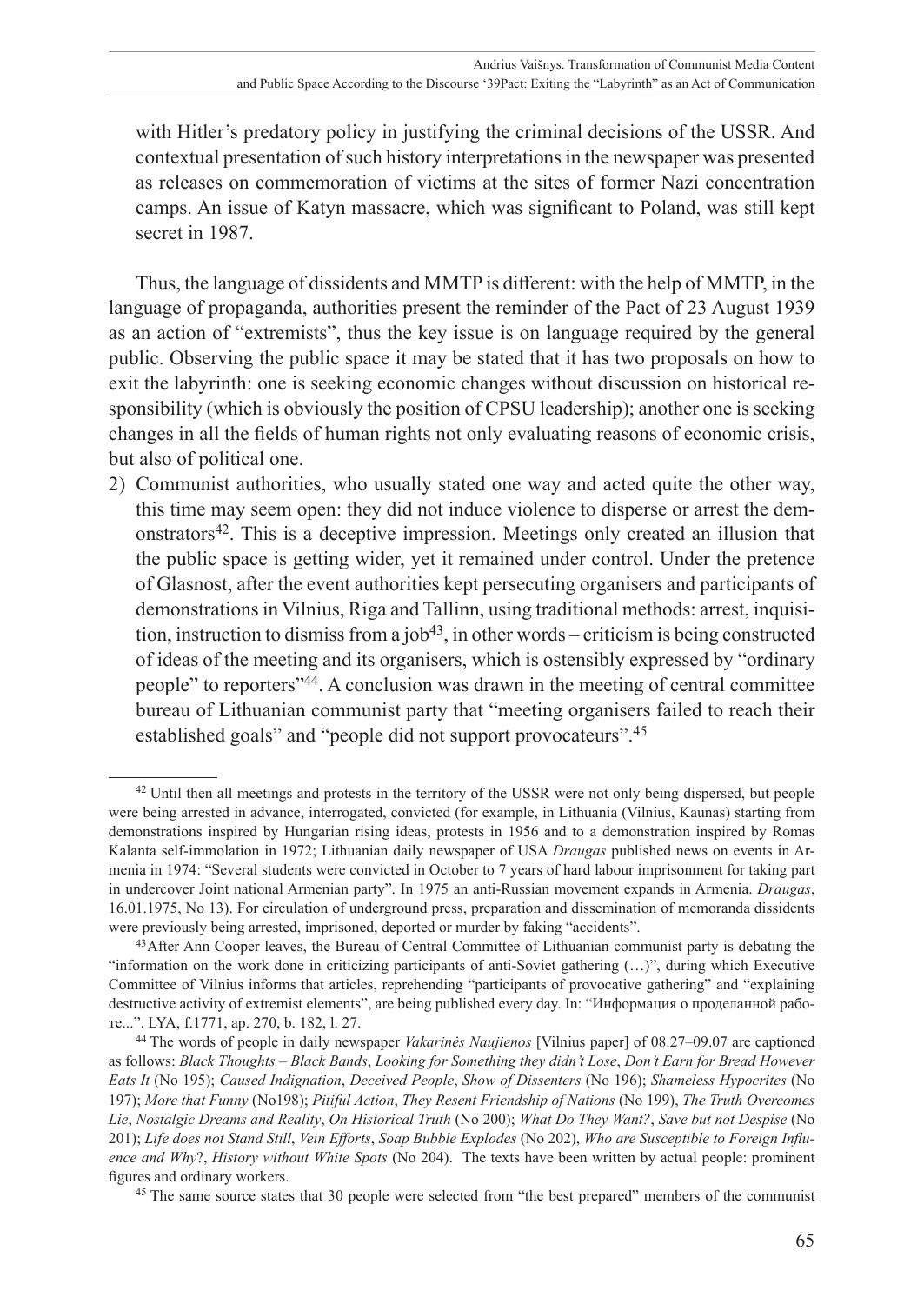with Hitler's predatory policy in justifying the criminal decisions of the USSR. And contextual presentation of such history interpretations in the newspaper was presented as releases on commemoration of victims at the sites of former Nazi concentration camps. An issue of Katyn massacre, which was significant to Poland, was still kept secret in 1987.

Thus, the language of dissidents and MMTP is different: with the help of MMTP, in the language of propaganda, authorities present the reminder of the Pact of 23 August 1939 as an action of "extremists", thus the key issue is on language required by the general public. Observing the public space it may be stated that it has two proposals on how to exit the labyrinth: one is seeking economic changes without discussion on historical responsibility (which is obviously the position of CPSU leadership); another one is seeking changes in all the fields of human rights not only evaluating reasons of economic crisis, but also of political one.

2) Communist authorities, who usually stated one way and acted quite the other way, this time may seem open: they did not induce violence to disperse or arrest the demonstrators[42]. This is a deceptive impression. Meetings only created an illusion that the public space is getting wider, yet it remained under control. Under the pretence of Glasnost, after the event authorities kept persecuting organisers and participants of demonstrations in Vilnius, Riga and Tallinn, using traditional methods: arrest, inquisition, instruction to dismiss from a job[43], in other words – criticism is being constructed of ideas of the meeting and its organisers, which is ostensibly expressed by "ordinary people" to reporters"[44]. A conclusion was drawn in the meeting of central committee bureau of Lithuanian communist party that "meeting organisers failed to reach their established goals" and "people did not support provocateurs".[45]

---

[42] Until then all meetings and protests in the territory of the USSR were not only being dispersed, but people were being arrested in advance, interrogated, convicted (for example, in Lithuania (Vilnius, Kaunas) starting from demonstrations inspired by Hungarian rising ideas, protests in 1956 and to a demonstration inspired by Romas Kalanta self-immolation in 1972; Lithuanian daily newspaper of USA *Draugas* published news on events in Armenia in 1974: "Several students were convicted in October to 7 years of hard labour imprisonment for taking part in undercover Joint national Armenian party". In 1975 an anti-Russian movement expands in Armenia. *Draugas*, 16.01.1975, No 13). For circulation of underground press, preparation and dissemination of memoranda dissidents were previously being arrested, imprisoned, deported or murder by faking "accidents".

[43] After Ann Cooper leaves, the Bureau of Central Committee of Lithuanian communist party is debating the "information on the work done in criticizing participants of anti-Soviet gathering (…)", during which Executive Committee of Vilnius informs that articles, reprehending "participants of provocative gathering" and "explaining destructive activity of extremist elements", are being published every day. In: "Информация о проделанной работе...". LYA, f.1771, ap. 270, b. 182, l. 27.

[44] The words of people in daily newspaper *Vakarinės Naujienos* [Vilnius paper] of 08.27–09.07 are captioned as follows: *Black Thoughts – Black Bands*, *Looking for Something they didn't Lose*, *Don't Earn for Bread However Eats It* (No 195); *Caused Indignation*, *Deceived People*, *Show of Dissenters* (No 196); *Shameless Hypocrites* (No 197); *More that Funny* (No198); *Pitiful Action*, *They Resent Friendship of Nations* (No 199), *The Truth Overcomes Lie*, *Nostalgic Dreams and Reality*, *On Historical Truth* (No 200); *What Do They Want?*, *Save but not Despise* (No 201); *Life does not Stand Still*, *Vein Efforts*, *Soap Bubble Explodes* (No 202), *Who are Susceptible to Foreign Influence and Why*?, *History without White Spots* (No 204). The texts have been written by actual people: prominent figures and ordinary workers.

[45] The same source states that 30 people were selected from "the best prepared" members of the communist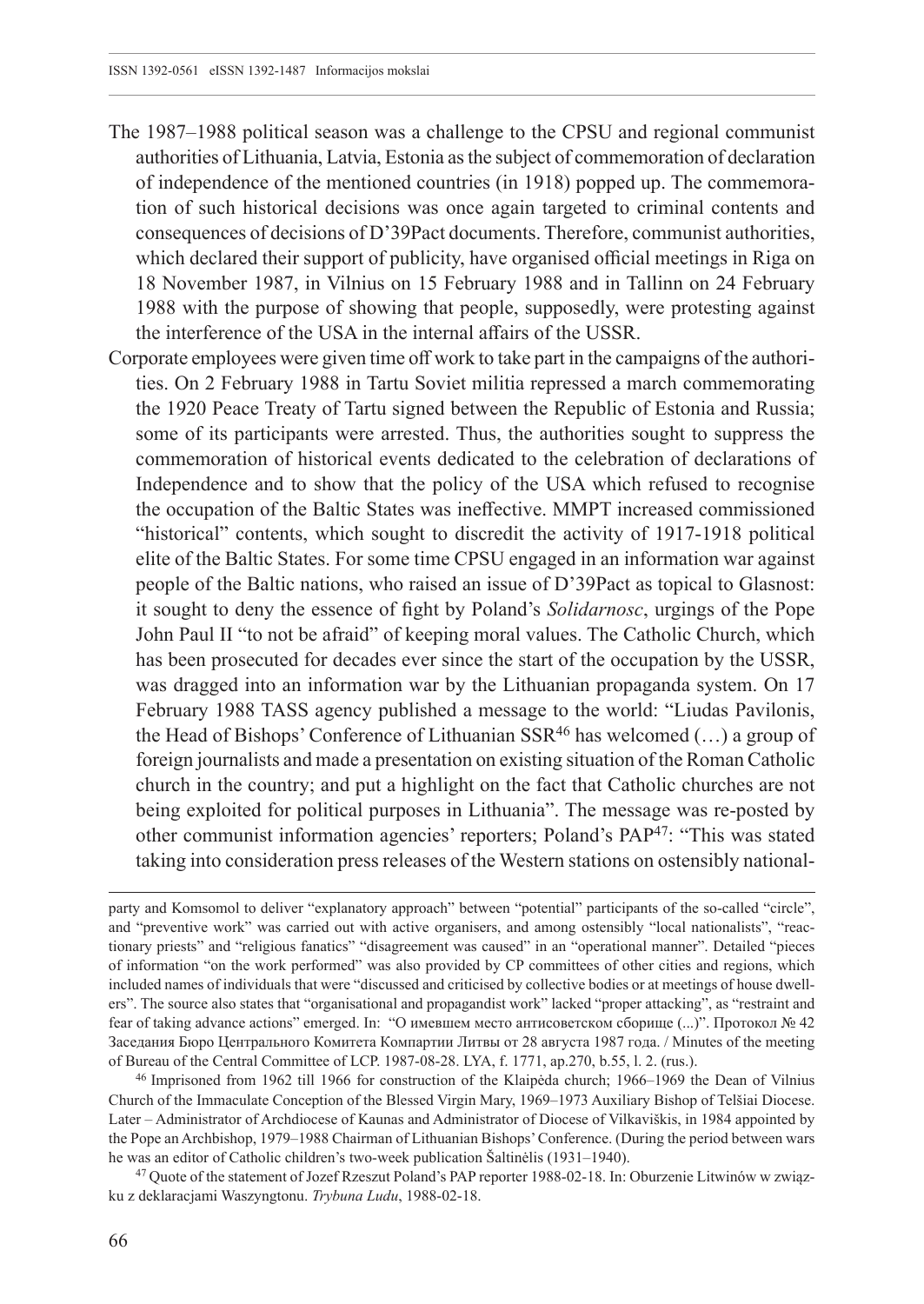The 1987–1988 political season was a challenge to the CPSU and regional communist authorities of Lithuania, Latvia, Estonia as the subject of commemoration of declaration of independence of the mentioned countries (in 1918) popped up. The commemoration of such historical decisions was once again targeted to criminal contents and consequences of decisions of D'39Pact documents. Therefore, communist authorities, which declared their support of publicity, have organised official meetings in Riga on 18 November 1987, in Vilnius on 15 February 1988 and in Tallinn on 24 February 1988 with the purpose of showing that people, supposedly, were protesting against the interference of the USA in the internal affairs of the USSR.

Corporate employees were given time off work to take part in the campaigns of the authorities. On 2 February 1988 in Tartu Soviet militia repressed a march commemorating the 1920 Peace Treaty of Tartu signed between the Republic of Estonia and Russia; some of its participants were arrested. Thus, the authorities sought to suppress the commemoration of historical events dedicated to the celebration of declarations of Independence and to show that the policy of the USA which refused to recognise the occupation of the Baltic States was ineffective. MMPT increased commissioned "historical" contents, which sought to discredit the activity of 1917-1918 political elite of the Baltic States. For some time CPSU engaged in an information war against people of the Baltic nations, who raised an issue of D'39Pact as topical to Glasnost: it sought to deny the essence of fight by Poland's *Solidarnosc*, urgings of the Pope John Paul II "to not be afraid" of keeping moral values. The Catholic Church, which has been prosecuted for decades ever since the start of the occupation by the USSR, was dragged into an information war by the Lithuanian propaganda system. On 17 February 1988 TASS agency published a message to the world: "Liudas Pavilonis, the Head of Bishops' Conference of Lithuanian SSR[46] has welcomed (…) a group of foreign journalists and made a presentation on existing situation of the Roman Catholic church in the country; and put a highlight on the fact that Catholic churches are not being exploited for political purposes in Lithuania". The message was re-posted by other communist information agencies' reporters; Poland's PAP[47]: "This was stated taking into consideration press releases of the Western stations on ostensibly national-

---

party and Komsomol to deliver "explanatory approach" between "potential" participants of the so-called "circle", and "preventive work" was carried out with active organisers, and among ostensibly "local nationalists", "reactionary priests" and "religious fanatics" "disagreement was caused" in an "operational manner". Detailed "pieces of information "on the work performed" was also provided by CP committees of other cities and regions, which included names of individuals that were "discussed and criticised by collective bodies or at meetings of house dwellers". The source also states that "organisational and propagandist work" lacked "proper attacking", as "restraint and fear of taking advance actions" emerged. In: "О имевшем место антисоветском сборище (...)". Протокол № 42 Заседания Бюро Центрального Комитета Компартии Литвы от 28 августа 1987 года. / Minutes of the meeting of Bureau of the Central Committee of LCP. 1987-08-28. LYA, f. 1771, ap.270, b.55, l. 2. (rus.).

[46] Imprisoned from 1962 till 1966 for construction of the Klaipėda church; 1966–1969 the Dean of Vilnius Church of the Immaculate Conception of the Blessed Virgin Mary, 1969–1973 Auxiliary Bishop of Telšiai Diocese. Later – Administrator of Archdiocese of Kaunas and Administrator of Diocese of Vilkaviškis, in 1984 appointed by the Pope an Archbishop, 1979–1988 Chairman of Lithuanian Bishops' Conference. (During the period between wars he was an editor of Catholic children's two-week publication Šaltinėlis (1931–1940).

[47] Quote of the statement of Jozef Rzeszut Poland's PAP reporter 1988-02-18. In: Oburzenie Litwinów w związku z deklaracjami Waszyngtonu. *Trybuna Ludu*, 1988-02-18.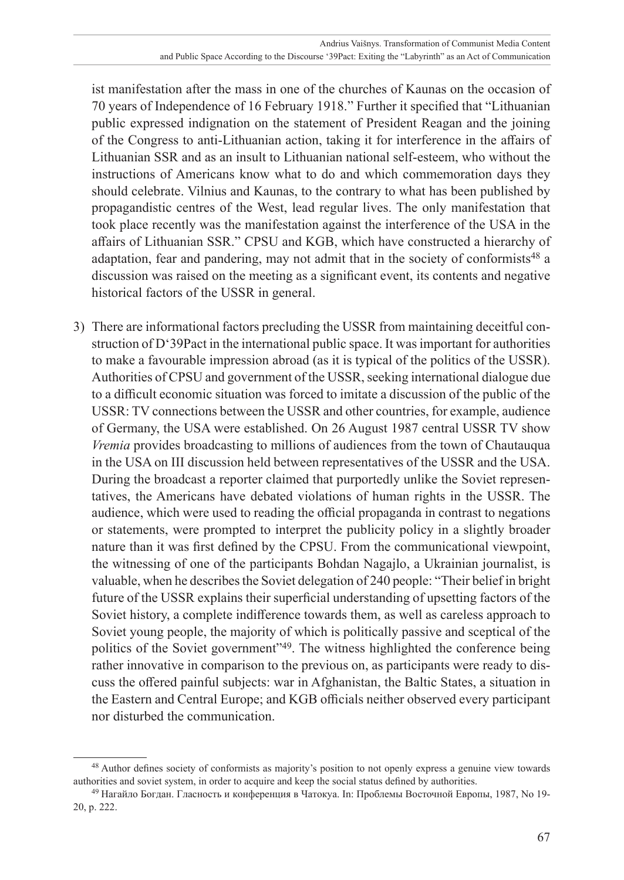ist manifestation after the mass in one of the churches of Kaunas on the occasion of 70 years of Independence of 16 February 1918." Further it specified that "Lithuanian public expressed indignation on the statement of President Reagan and the joining of the Congress to anti-Lithuanian action, taking it for interference in the affairs of Lithuanian SSR and as an insult to Lithuanian national self-esteem, who without the instructions of Americans know what to do and which commemoration days they should celebrate. Vilnius and Kaunas, to the contrary to what has been published by propagandistic centres of the West, lead regular lives. The only manifestation that took place recently was the manifestation against the interference of the USA in the affairs of Lithuanian SSR." CPSU and KGB, which have constructed a hierarchy of adaptation, fear and pandering, may not admit that in the society of conformists[48] a discussion was raised on the meeting as a significant event, its contents and negative historical factors of the USSR in general.

3) There are informational factors precluding the USSR from maintaining deceitful construction of D'39Pact in the international public space. It was important for authorities to make a favourable impression abroad (as it is typical of the politics of the USSR). Authorities of CPSU and government of the USSR, seeking international dialogue due to a difficult economic situation was forced to imitate a discussion of the public of the USSR: TV connections between the USSR and other countries, for example, audience of Germany, the USA were established. On 26 August 1987 central USSR TV show *Vremia* provides broadcasting to millions of audiences from the town of Chautauqua in the USA on III discussion held between representatives of the USSR and the USA. During the broadcast a reporter claimed that purportedly unlike the Soviet representatives, the Americans have debated violations of human rights in the USSR. The audience, which were used to reading the official propaganda in contrast to negations or statements, were prompted to interpret the publicity policy in a slightly broader nature than it was first defined by the CPSU. From the communicational viewpoint, the witnessing of one of the participants Bohdan Nagajlo, a Ukrainian journalist, is valuable, when he describes the Soviet delegation of 240 people: "Their belief in bright future of the USSR explains their superficial understanding of upsetting factors of the Soviet history, a complete indifference towards them, as well as careless approach to Soviet young people, the majority of which is politically passive and sceptical of the politics of the Soviet government"[49]. The witness highlighted the conference being rather innovative in comparison to the previous on, as participants were ready to discuss the offered painful subjects: war in Afghanistan, the Baltic States, a situation in the Eastern and Central Europe; and KGB officials neither observed every participant nor disturbed the communication.

---

[48] Author defines society of conformists as majority's position to not openly express a genuine view towards authorities and soviet system, in order to acquire and keep the social status defined by authorities.

[49] Нагайло Богдан. Гласность и конференция в Чатокуа. In: Проблемы Восточной Европы, 1987, No 19-20, p. 222.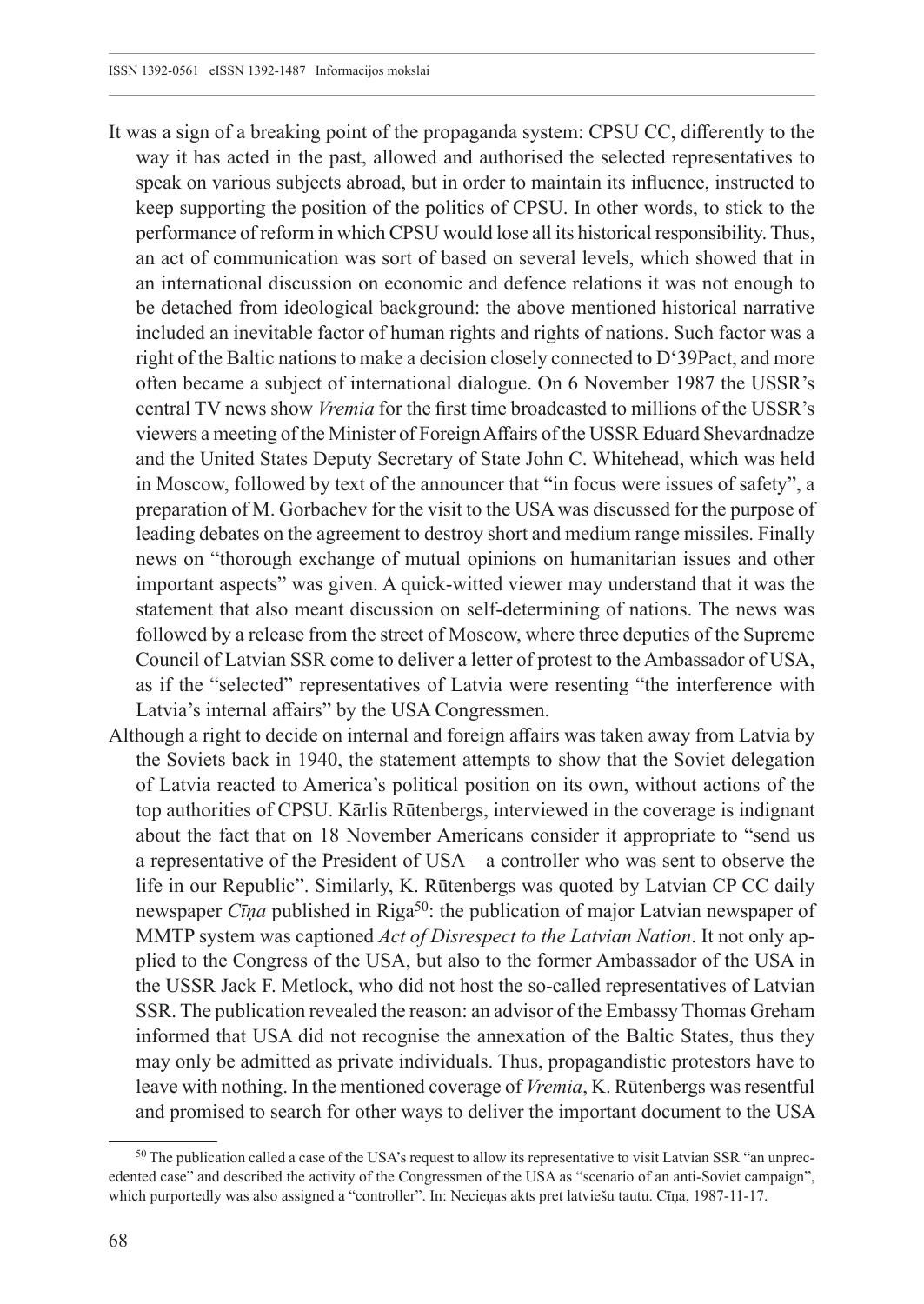It was a sign of a breaking point of the propaganda system: CPSU CC, differently to the way it has acted in the past, allowed and authorised the selected representatives to speak on various subjects abroad, but in order to maintain its influence, instructed to keep supporting the position of the politics of CPSU. In other words, to stick to the performance of reform in which CPSU would lose all its historical responsibility. Thus, an act of communication was sort of based on several levels, which showed that in an international discussion on economic and defence relations it was not enough to be detached from ideological background: the above mentioned historical narrative included an inevitable factor of human rights and rights of nations. Such factor was a right of the Baltic nations to make a decision closely connected to D'39Pact, and more often became a subject of international dialogue. On 6 November 1987 the USSR's central TV news show *Vremia* for the first time broadcasted to millions of the USSR's viewers a meeting of the Minister of Foreign Affairs of the USSR Eduard Shevardnadze and the United States Deputy Secretary of State John C. Whitehead, which was held in Moscow, followed by text of the announcer that "in focus were issues of safety", a preparation of M. Gorbachev for the visit to the USA was discussed for the purpose of leading debates on the agreement to destroy short and medium range missiles. Finally news on "thorough exchange of mutual opinions on humanitarian issues and other important aspects" was given. A quick-witted viewer may understand that it was the statement that also meant discussion on self-determining of nations. The news was followed by a release from the street of Moscow, where three deputies of the Supreme Council of Latvian SSR come to deliver a letter of protest to the Ambassador of USA, as if the "selected" representatives of Latvia were resenting "the interference with Latvia's internal affairs" by the USA Congressmen.

Although a right to decide on internal and foreign affairs was taken away from Latvia by the Soviets back in 1940, the statement attempts to show that the Soviet delegation of Latvia reacted to America's political position on its own, without actions of the top authorities of CPSU. Kārlis Rūtenbergs, interviewed in the coverage is indignant about the fact that on 18 November Americans consider it appropriate to "send us a representative of the President of USA – a controller who was sent to observe the life in our Republic". Similarly, K. Rūtenbergs was quoted by Latvian CP CC daily newspaper *Cīņa* published in Riga[50]: the publication of major Latvian newspaper of MMTP system was captioned *Act of Disrespect to the Latvian Nation*. It not only applied to the Congress of the USA, but also to the former Ambassador of the USA in the USSR Jack F. Metlock, who did not host the so-called representatives of Latvian SSR. The publication revealed the reason: an advisor of the Embassy Thomas Greham informed that USA did not recognise the annexation of the Baltic States, thus they may only be admitted as private individuals. Thus, propagandistic protestors have to leave with nothing. In the mentioned coverage of *Vremia*, K. Rūtenbergs was resentful and promised to search for other ways to deliver the important document to the USA

[50] The publication called a case of the USA's request to allow its representative to visit Latvian SSR "an unprecedented case" and described the activity of the Congressmen of the USA as "scenario of an anti-Soviet campaign", which purportedly was also assigned a "controller". In: Necieņas akts pret latviešu tautu. Cīņa, 1987-11-17.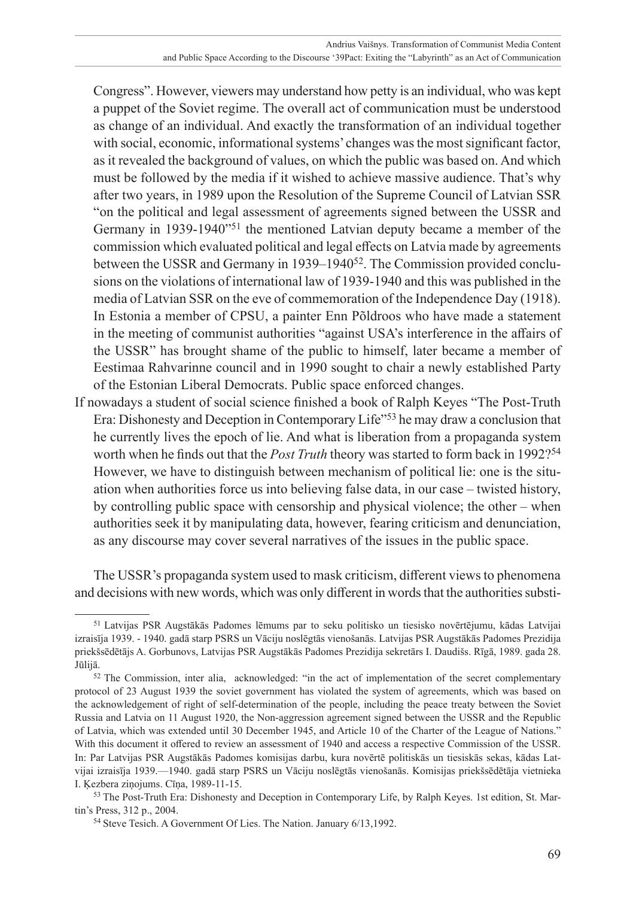Congress". However, viewers may understand how petty is an individual, who was kept a puppet of the Soviet regime. The overall act of communication must be understood as change of an individual. And exactly the transformation of an individual together with social, economic, informational systems' changes was the most significant factor, as it revealed the background of values, on which the public was based on. And which must be followed by the media if it wished to achieve massive audience. That's why after two years, in 1989 upon the Resolution of the Supreme Council of Latvian SSR "on the political and legal assessment of agreements signed between the USSR and Germany in 1939-1940"[51] the mentioned Latvian deputy became a member of the commission which evaluated political and legal effects on Latvia made by agreements between the USSR and Germany in 1939–1940[52]. The Commission provided conclusions on the violations of international law of 1939-1940 and this was published in the media of Latvian SSR on the eve of commemoration of the Independence Day (1918). In Estonia a member of CPSU, a painter Enn Põldroos who have made a statement in the meeting of communist authorities "against USA's interference in the affairs of the USSR" has brought shame of the public to himself, later became a member of Eestimaa Rahvarinne council and in 1990 sought to chair a newly established Party of the Estonian Liberal Democrats. Public space enforced changes.

If nowadays a student of social science finished a book of Ralph Keyes "The Post-Truth Era: Dishonesty and Deception in Contemporary Life"[53] he may draw a conclusion that he currently lives the epoch of lie. And what is liberation from a propaganda system worth when he finds out that the *Post Truth* theory was started to form back in 1992?[54] However, we have to distinguish between mechanism of political lie: one is the situation when authorities force us into believing false data, in our case – twisted history, by controlling public space with censorship and physical violence; the other – when authorities seek it by manipulating data, however, fearing criticism and denunciation, as any discourse may cover several narratives of the issues in the public space.

The USSR's propaganda system used to mask criticism, different views to phenomena and decisions with new words, which was only different in words that the authorities substi-

---

[51] Latvijas PSR Augstākās Padomes lēmums par to seku politisko un tiesisko novērtējumu, kādas Latvijai izraisīja 1939. - 1940. gadā starp PSRS un Vāciju noslēgtās vienošanās. Latvijas PSR Augstākās Padomes Prezidija priekšsēdētājs A. Gorbunovs, Latvijas PSR Augstākās Padomes Prezidija sekretārs I. Daudišs. Rīgā, 1989. gada 28. Jūlijā.

[52] The Commission, inter alia, acknowledged: "in the act of implementation of the secret complementary protocol of 23 August 1939 the soviet government has violated the system of agreements, which was based on the acknowledgement of right of self-determination of the people, including the peace treaty between the Soviet Russia and Latvia on 11 August 1920, the Non-aggression agreement signed between the USSR and the Republic of Latvia, which was extended until 30 December 1945, and Article 10 of the Charter of the League of Nations." With this document it offered to review an assessment of 1940 and access a respective Commission of the USSR. In: Par Latvijas PSR Augstākās Padomes komisijas darbu, kura novērtē politiskās un tiesiskās sekas, kādas Latvijai izraisīja 1939.—1940. gadā starp PSRS un Vāciju noslēgtās vienošanās. Komisijas priekšsēdētāja vietnieka I. Ķezbera ziņojums. Cīņa, 1989-11-15.

[53] The Post-Truth Era: Dishonesty and Deception in Contemporary Life, by Ralph Keyes. 1st edition, St. Martin's Press, 312 p., 2004.

[54] Steve Tesich. A Government Of Lies. The Nation. January 6/13,1992.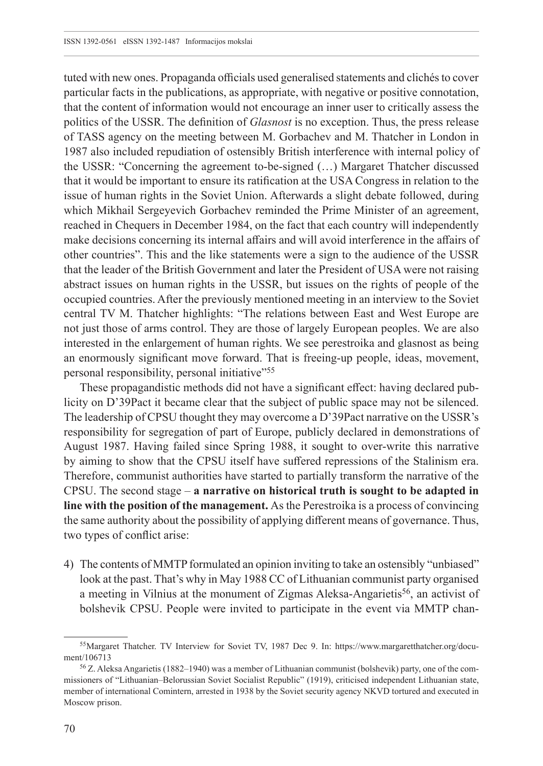tuted with new ones. Propaganda officials used generalised statements and clichés to cover particular facts in the publications, as appropriate, with negative or positive connotation, that the content of information would not encourage an inner user to critically assess the politics of the USSR. The definition of *Glasnost* is no exception. Thus, the press release of TASS agency on the meeting between M. Gorbachev and M. Thatcher in London in 1987 also included repudiation of ostensibly British interference with internal policy of the USSR: "Concerning the agreement to-be-signed (…) Margaret Thatcher discussed that it would be important to ensure its ratification at the USA Congress in relation to the issue of human rights in the Soviet Union. Afterwards a slight debate followed, during which Mikhail Sergeyevich Gorbachev reminded the Prime Minister of an agreement, reached in Chequers in December 1984, on the fact that each country will independently make decisions concerning its internal affairs and will avoid interference in the affairs of other countries". This and the like statements were a sign to the audience of the USSR that the leader of the British Government and later the President of USA were not raising abstract issues on human rights in the USSR, but issues on the rights of people of the occupied countries. After the previously mentioned meeting in an interview to the Soviet central TV M. Thatcher highlights: "The relations between East and West Europe are not just those of arms control. They are those of largely European peoples. We are also interested in the enlargement of human rights. We see perestroika and glasnost as being an enormously significant move forward. That is freeing-up people, ideas, movement, personal responsibility, personal initiative"[55]

These propagandistic methods did not have a significant effect: having declared publicity on D'39Pact it became clear that the subject of public space may not be silenced. The leadership of CPSU thought they may overcome a D'39Pact narrative on the USSR's responsibility for segregation of part of Europe, publicly declared in demonstrations of August 1987. Having failed since Spring 1988, it sought to over-write this narrative by aiming to show that the CPSU itself have suffered repressions of the Stalinism era. Therefore, communist authorities have started to partially transform the narrative of the CPSU. The second stage – **a narrative on historical truth is sought to be adapted in line with the position of the management.** As the Perestroika is a process of convincing the same authority about the possibility of applying different means of governance. Thus, two types of conflict arise:

4) The contents of MMTP formulated an opinion inviting to take an ostensibly "unbiased" look at the past. That's why in May 1988 CC of Lithuanian communist party organised a meeting in Vilnius at the monument of Zigmas Aleksa-Angarietis[56], an activist of bolshevik CPSU. People were invited to participate in the event via MMTP chan-

---

[55] Margaret Thatcher. TV Interview for Soviet TV, 1987 Dec 9. In: https://www.margaretthatcher.org/document/106713

[56] Z. Aleksa Angarietis (1882–1940) was a member of Lithuanian communist (bolshevik) party, one of the commissioners of "Lithuanian–Belorussian Soviet Socialist Republic" (1919), criticised independent Lithuanian state, member of international Comintern, arrested in 1938 by the Soviet security agency NKVD tortured and executed in Moscow prison.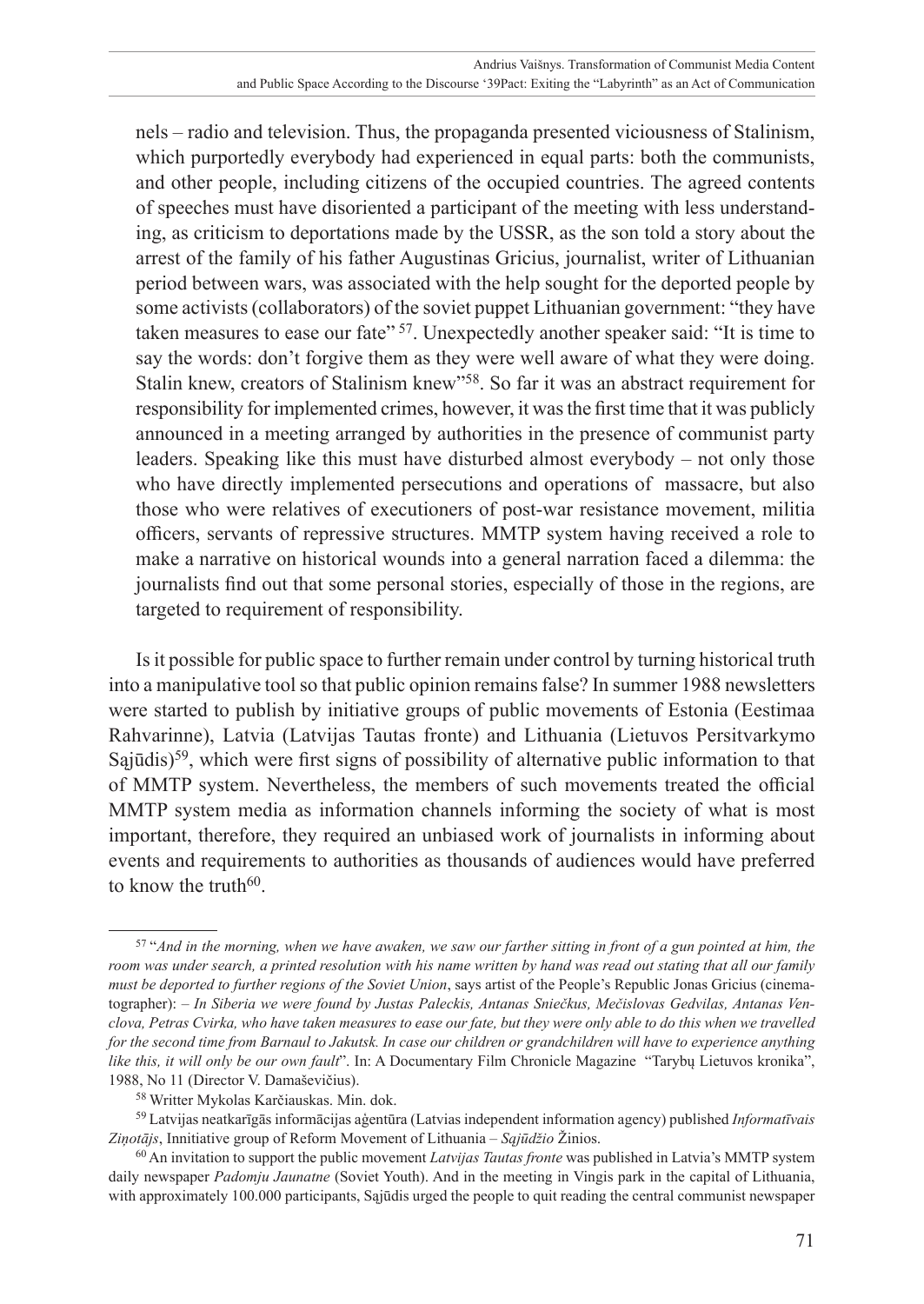nels – radio and television. Thus, the propaganda presented viciousness of Stalinism, which purportedly everybody had experienced in equal parts: both the communists, and other people, including citizens of the occupied countries. The agreed contents of speeches must have disoriented a participant of the meeting with less understanding, as criticism to deportations made by the USSR, as the son told a story about the arrest of the family of his father Augustinas Gricius, journalist, writer of Lithuanian period between wars, was associated with the help sought for the deported people by some activists (collaborators) of the soviet puppet Lithuanian government: "they have taken measures to ease our fate" [57]. Unexpectedly another speaker said: "It is time to say the words: don't forgive them as they were well aware of what they were doing. Stalin knew, creators of Stalinism knew"[58]. So far it was an abstract requirement for responsibility for implemented crimes, however, it was the first time that it was publicly announced in a meeting arranged by authorities in the presence of communist party leaders. Speaking like this must have disturbed almost everybody – not only those who have directly implemented persecutions and operations of massacre, but also those who were relatives of executioners of post-war resistance movement, militia officers, servants of repressive structures. MMTP system having received a role to make a narrative on historical wounds into a general narration faced a dilemma: the journalists find out that some personal stories, especially of those in the regions, are targeted to requirement of responsibility.

Is it possible for public space to further remain under control by turning historical truth into a manipulative tool so that public opinion remains false? In summer 1988 newsletters were started to publish by initiative groups of public movements of Estonia (Eestimaa Rahvarinne), Latvia (Latvijas Tautas fronte) and Lithuania (Lietuvos Persitvarkymo Sąjūdis)[59], which were first signs of possibility of alternative public information to that of MMTP system. Nevertheless, the members of such movements treated the official MMTP system media as information channels informing the society of what is most important, therefore, they required an unbiased work of journalists in informing about events and requirements to authorities as thousands of audiences would have preferred to know the truth[60].

---

[57] "*And in the morning, when we have awaken, we saw our farther sitting in front of a gun pointed at him, the room was under search, a printed resolution with his name written by hand was read out stating that all our family must be deported to further regions of the Soviet Union*, says artist of the People's Republic Jonas Gricius (cinematographer): – *In Siberia we were found by Justas Paleckis, Antanas Sniečkus, Mečislovas Gedvilas, Antanas Venclova, Petras Cvirka, who have taken measures to ease our fate, but they were only able to do this when we travelled for the second time from Barnaul to Jakutsk. In case our children or grandchildren will have to experience anything like this, it will only be our own fault*". In: A Documentary Film Chronicle Magazine "Tarybų Lietuvos kronika", 1988, No 11 (Director V. Damaševičius).

[58] Writter Mykolas Karčiauskas. Min. dok.

[59] Latvijas neatkarīgās informācijas aģentūra (Latvias independent information agency) published *Informatīvais Ziņotājs*, Innitiative group of Reform Movement of Lithuania – *Sąjūdžio* Žinios.

[60] An invitation to support the public movement *Latvijas Tautas fronte* was published in Latvia's MMTP system daily newspaper *Padomju Jaunatne* (Soviet Youth). And in the meeting in Vingis park in the capital of Lithuania, with approximately 100.000 participants, Sąjūdis urged the people to quit reading the central communist newspaper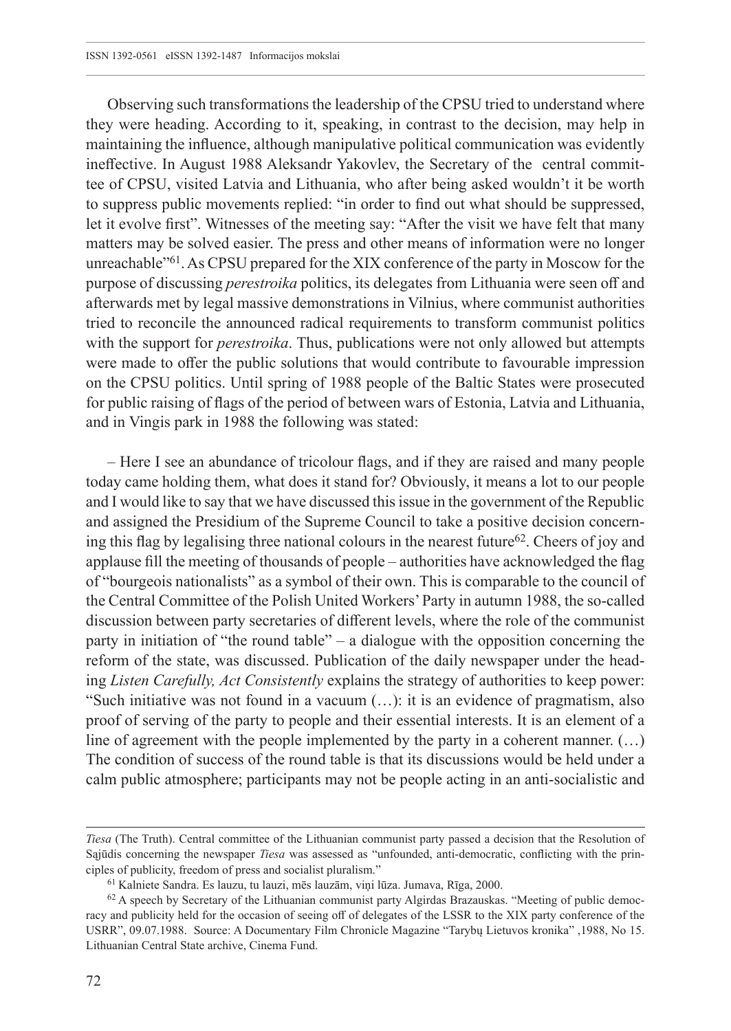Observing such transformations the leadership of the CPSU tried to understand where they were heading. According to it, speaking, in contrast to the decision, may help in maintaining the influence, although manipulative political communication was evidently ineffective. In August 1988 Aleksandr Yakovlev, the Secretary of the central committee of CPSU, visited Latvia and Lithuania, who after being asked wouldn't it be worth to suppress public movements replied: "in order to find out what should be suppressed, let it evolve first". Witnesses of the meeting say: "After the visit we have felt that many matters may be solved easier. The press and other means of information were no longer unreachable"[61]. As CPSU prepared for the XIX conference of the party in Moscow for the purpose of discussing *perestroika* politics, its delegates from Lithuania were seen off and afterwards met by legal massive demonstrations in Vilnius, where communist authorities tried to reconcile the announced radical requirements to transform communist politics with the support for *perestroika*. Thus, publications were not only allowed but attempts were made to offer the public solutions that would contribute to favourable impression on the CPSU politics. Until spring of 1988 people of the Baltic States were prosecuted for public raising of flags of the period of between wars of Estonia, Latvia and Lithuania, and in Vingis park in 1988 the following was stated:

– Here I see an abundance of tricolour flags, and if they are raised and many people today came holding them, what does it stand for? Obviously, it means a lot to our people and I would like to say that we have discussed this issue in the government of the Republic and assigned the Presidium of the Supreme Council to take a positive decision concerning this flag by legalising three national colours in the nearest future[62]. Cheers of joy and applause fill the meeting of thousands of people – authorities have acknowledged the flag of "bourgeois nationalists" as a symbol of their own. This is comparable to the council of the Central Committee of the Polish United Workers' Party in autumn 1988, the so-called discussion between party secretaries of different levels, where the role of the communist party in initiation of "the round table" – a dialogue with the opposition concerning the reform of the state, was discussed. Publication of the daily newspaper under the heading *Listen Carefully, Act Consistently* explains the strategy of authorities to keep power: "Such initiative was not found in a vacuum (…): it is an evidence of pragmatism, also proof of serving of the party to people and their essential interests. It is an element of a line of agreement with the people implemented by the party in a coherent manner. (…) The condition of success of the round table is that its discussions would be held under a calm public atmosphere; participants may not be people acting in an anti-socialistic and

---

*Tiesa* (The Truth). Central committee of the Lithuanian communist party passed a decision that the Resolution of Sąjūdis concerning the newspaper *Tiesa* was assessed as "unfounded, anti-democratic, conflicting with the principles of publicity, freedom of press and socialist pluralism."

[61] Kalniete Sandra. Es lauzu, tu lauzi, mēs lauzām, viņi lūza. Jumava, Rīga, 2000.

[62] A speech by Secretary of the Lithuanian communist party Algirdas Brazauskas. "Meeting of public democracy and publicity held for the occasion of seeing off of delegates of the LSSR to the XIX party conference of the USRR", 09.07.1988. Source: A Documentary Film Chronicle Magazine "Tarybų Lietuvos kronika" ,1988, No 15. Lithuanian Central State archive, Cinema Fund.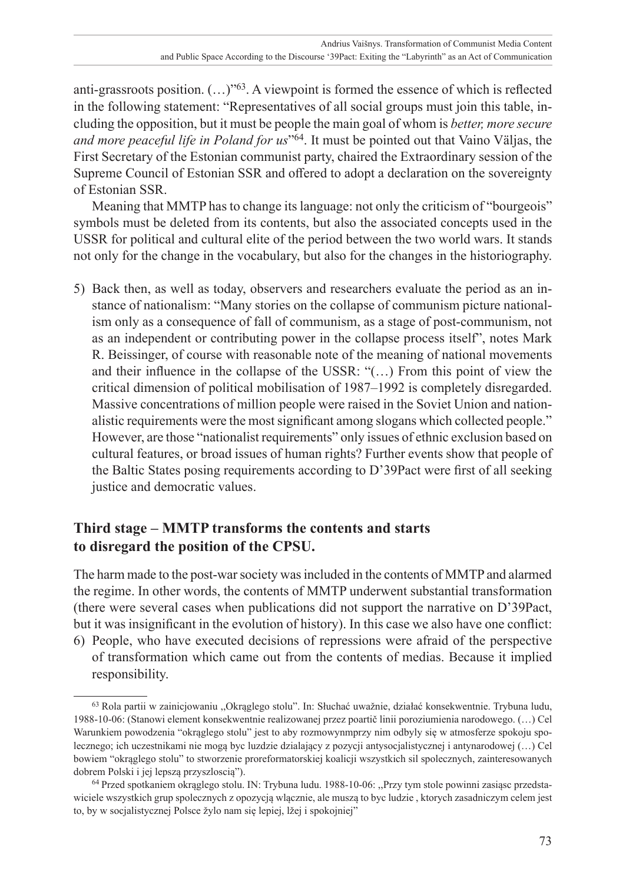anti-grassroots position. (…)"[63]. A viewpoint is formed the essence of which is reflected in the following statement: "Representatives of all social groups must join this table, including the opposition, but it must be people the main goal of whom is *better, more secure and more peaceful life in Poland for us*"[64]. It must be pointed out that Vaino Väljas, the First Secretary of the Estonian communist party, chaired the Extraordinary session of the Supreme Council of Estonian SSR and offered to adopt a declaration on the sovereignty of Estonian SSR.

Meaning that MMTP has to change its language: not only the criticism of "bourgeois" symbols must be deleted from its contents, but also the associated concepts used in the USSR for political and cultural elite of the period between the two world wars. It stands not only for the change in the vocabulary, but also for the changes in the historiography.

5) Back then, as well as today, observers and researchers evaluate the period as an instance of nationalism: "Many stories on the collapse of communism picture nationalism only as a consequence of fall of communism, as a stage of post-communism, not as an independent or contributing power in the collapse process itself", notes Mark R. Beissinger, of course with reasonable note of the meaning of national movements and their influence in the collapse of the USSR: "(…) From this point of view the critical dimension of political mobilisation of 1987–1992 is completely disregarded. Massive concentrations of million people were raised in the Soviet Union and nationalistic requirements were the most significant among slogans which collected people." However, are those "nationalist requirements" only issues of ethnic exclusion based on cultural features, or broad issues of human rights? Further events show that people of the Baltic States posing requirements according to D'39Pact were first of all seeking justice and democratic values.

## Third stage – MMTP transforms the contents and starts to disregard the position of the CPSU.

The harm made to the post-war society was included in the contents of MMTP and alarmed the regime. In other words, the contents of MMTP underwent substantial transformation (there were several cases when publications did not support the narrative on D'39Pact, but it was insignificant in the evolution of history). In this case we also have one conflict:

6) People, who have executed decisions of repressions were afraid of the perspective of transformation which came out from the contents of medias. Because it implied responsibility.

---

[63] Rola partii w zainicjowaniu „Okrąglego stolu". In: Słuchać uważnie, działać konsekwentnie. Trybuna ludu, 1988-10-06: (Stanowi element konsekwentnie realizowanej przez poartič linii poroziumienia narodowego. (…) Cel Warunkiem powodzenia "okrąglego stolu" jest to aby rozmowynmprzy nim odbyly się w atmosferze spokoju spolecznego; ich uczestnikami nie mogą byc luzdzie dzialający z pozycji antysocjalistycznej i antynarodowej (…) Cel bowiem "okrąglego stolu" to stworzenie proreformatorskiej koalicji wszystkich sil spolecznych, zainteresowanych dobrem Polski i jej lepszą przyszloscią").

[64] Przed spotkaniem okrąglego stolu. IN: Trybuna ludu. 1988-10-06: „Przy tym stole powinni zasiąsc przedstawiciele wszystkich grup spolecznych z opozycją wlącznie, ale muszą to byc ludzie , ktorych zasadniczym celem jest to, by w socjalistycznej Polsce żylo nam się lepiej, lżej i spokojniej"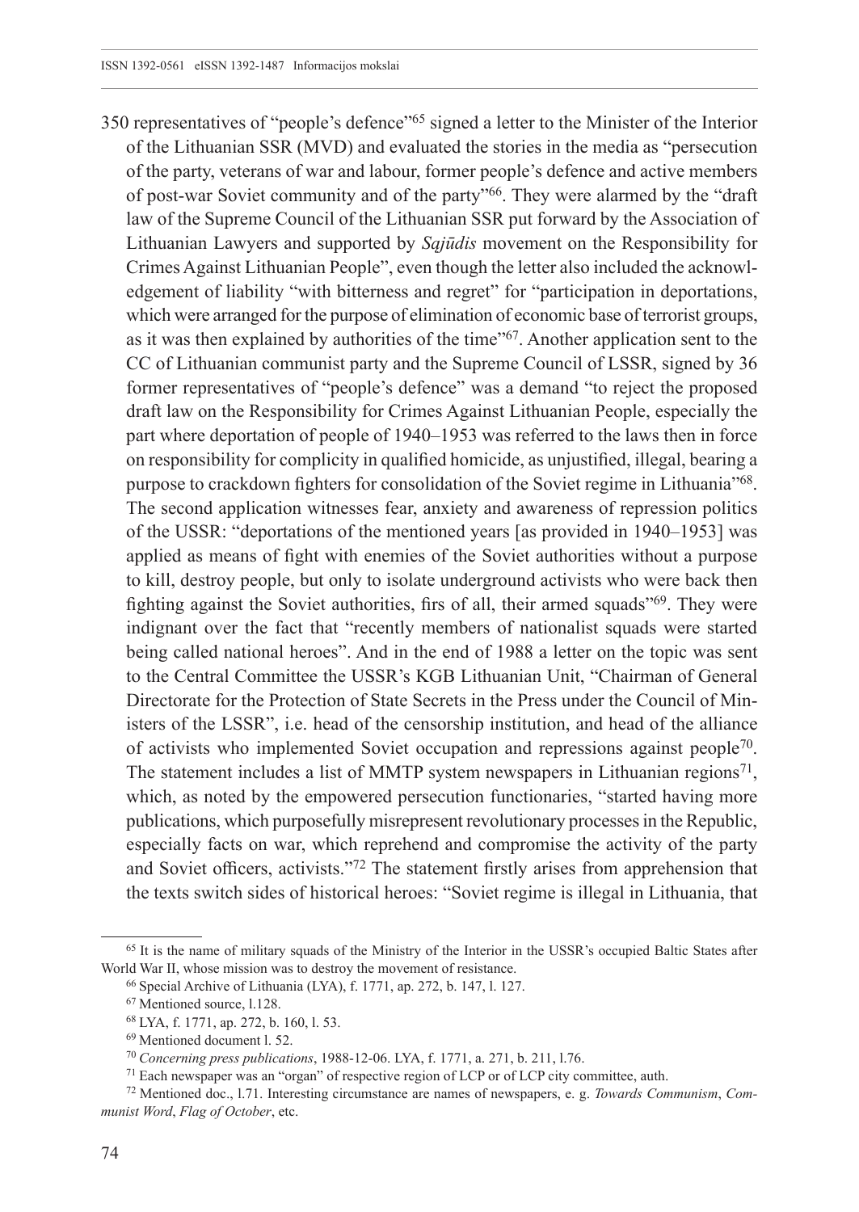350 representatives of "people's defence"[65] signed a letter to the Minister of the Interior of the Lithuanian SSR (MVD) and evaluated the stories in the media as "persecution of the party, veterans of war and labour, former people's defence and active members of post-war Soviet community and of the party"[66]. They were alarmed by the "draft law of the Supreme Council of the Lithuanian SSR put forward by the Association of Lithuanian Lawyers and supported by *Sąjūdis* movement on the Responsibility for Crimes Against Lithuanian People", even though the letter also included the acknowledgement of liability "with bitterness and regret" for "participation in deportations, which were arranged for the purpose of elimination of economic base of terrorist groups, as it was then explained by authorities of the time"[67]. Another application sent to the CC of Lithuanian communist party and the Supreme Council of LSSR, signed by 36 former representatives of "people's defence" was a demand "to reject the proposed draft law on the Responsibility for Crimes Against Lithuanian People, especially the part where deportation of people of 1940–1953 was referred to the laws then in force on responsibility for complicity in qualified homicide, as unjustified, illegal, bearing a purpose to crackdown fighters for consolidation of the Soviet regime in Lithuania"[68]. The second application witnesses fear, anxiety and awareness of repression politics of the USSR: "deportations of the mentioned years [as provided in 1940–1953] was applied as means of fight with enemies of the Soviet authorities without a purpose to kill, destroy people, but only to isolate underground activists who were back then fighting against the Soviet authorities, firs of all, their armed squads"[69]. They were indignant over the fact that "recently members of nationalist squads were started being called national heroes". And in the end of 1988 a letter on the topic was sent to the Central Committee the USSR's KGB Lithuanian Unit, "Chairman of General Directorate for the Protection of State Secrets in the Press under the Council of Ministers of the LSSR", i.e. head of the censorship institution, and head of the alliance of activists who implemented Soviet occupation and repressions against people[70]. The statement includes a list of MMTP system newspapers in Lithuanian regions[71], which, as noted by the empowered persecution functionaries, "started having more publications, which purposefully misrepresent revolutionary processes in the Republic, especially facts on war, which reprehend and compromise the activity of the party and Soviet officers, activists."[72] The statement firstly arises from apprehension that the texts switch sides of historical heroes: "Soviet regime is illegal in Lithuania, that

---

[65] It is the name of military squads of the Ministry of the Interior in the USSR's occupied Baltic States after World War II, whose mission was to destroy the movement of resistance.

[66] Special Archive of Lithuania (LYA), f. 1771, ap. 272, b. 147, l. 127.

[67] Mentioned source, l.128.

[68] LYA, f. 1771, ap. 272, b. 160, l. 53.

[69] Mentioned document l. 52.

[70] *Concerning press publications*, 1988-12-06. LYA, f. 1771, a. 271, b. 211, l.76.

[71] Each newspaper was an "organ" of respective region of LCP or of LCP city committee, auth.

[72] Mentioned doc., l.71. Interesting circumstance are names of newspapers, e. g. *Towards Communism*, *Communist Word*, *Flag of October*, etc.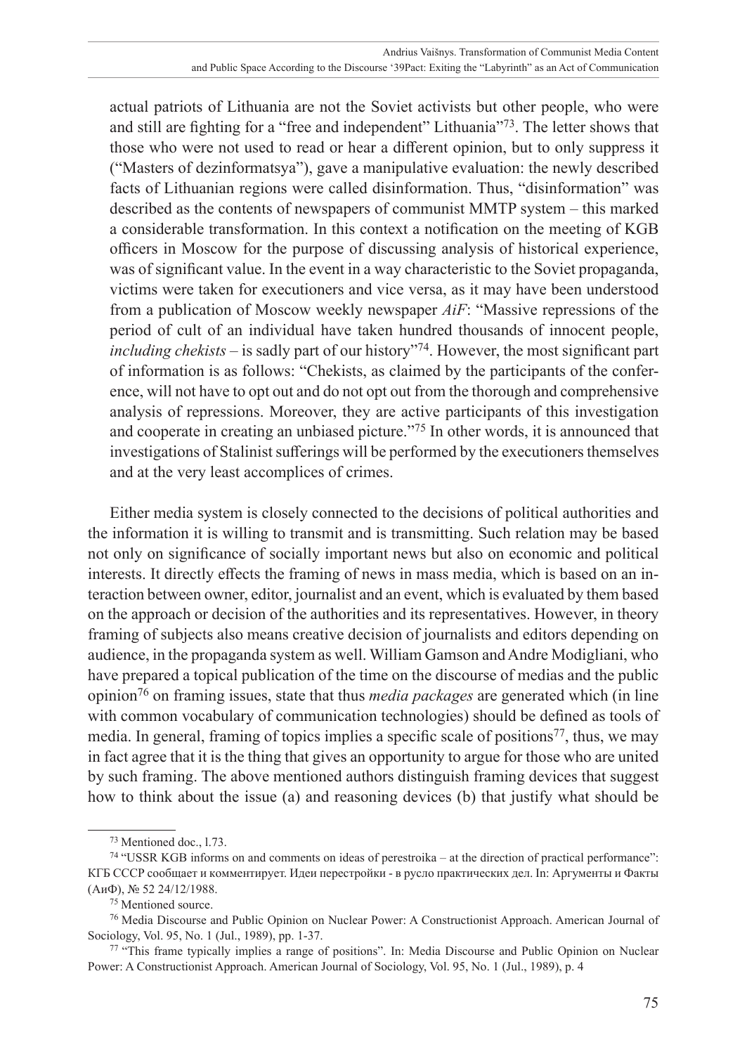actual patriots of Lithuania are not the Soviet activists but other people, who were and still are fighting for a "free and independent" Lithuania"[73]. The letter shows that those who were not used to read or hear a different opinion, but to only suppress it ("Masters of dezinformatsya"), gave a manipulative evaluation: the newly described facts of Lithuanian regions were called disinformation. Thus, "disinformation" was described as the contents of newspapers of communist MMTP system – this marked a considerable transformation. In this context a notification on the meeting of KGB officers in Moscow for the purpose of discussing analysis of historical experience, was of significant value. In the event in a way characteristic to the Soviet propaganda, victims were taken for executioners and vice versa, as it may have been understood from a publication of Moscow weekly newspaper *AiF*: "Massive repressions of the period of cult of an individual have taken hundred thousands of innocent people, *including chekists* – is sadly part of our history"[74]. However, the most significant part of information is as follows: "Chekists, as claimed by the participants of the conference, will not have to opt out and do not opt out from the thorough and comprehensive analysis of repressions. Moreover, they are active participants of this investigation and cooperate in creating an unbiased picture."[75] In other words, it is announced that investigations of Stalinist sufferings will be performed by the executioners themselves and at the very least accomplices of crimes.

Either media system is closely connected to the decisions of political authorities and the information it is willing to transmit and is transmitting. Such relation may be based not only on significance of socially important news but also on economic and political interests. It directly effects the framing of news in mass media, which is based on an interaction between owner, editor, journalist and an event, which is evaluated by them based on the approach or decision of the authorities and its representatives. However, in theory framing of subjects also means creative decision of journalists and editors depending on audience, in the propaganda system as well. William Gamson and Andre Modigliani, who have prepared a topical publication of the time on the discourse of medias and the public opinion[76] on framing issues, state that thus *media packages* are generated which (in line with common vocabulary of communication technologies) should be defined as tools of media. In general, framing of topics implies a specific scale of positions[77], thus, we may in fact agree that it is the thing that gives an opportunity to argue for those who are united by such framing. The above mentioned authors distinguish framing devices that suggest how to think about the issue (a) and reasoning devices (b) that justify what should be

---

[73] Mentioned doc., l.73.

[74] "USSR KGB informs on and comments on ideas of perestroika – at the direction of practical performance": КГБ СССР сообщает и комментирует. Идеи перестройки - в русло практических дел. In: Аргументы и Факты (АиФ), № 52 24/12/1988.

[75] Mentioned source.

[76] Media Discourse and Public Opinion on Nuclear Power: A Constructionist Approach. American Journal of Sociology, Vol. 95, No. 1 (Jul., 1989), pp. 1-37.

[77] "This frame typically implies a range of positions". In: Media Discourse and Public Opinion on Nuclear Power: A Constructionist Approach. American Journal of Sociology, Vol. 95, No. 1 (Jul., 1989), p. 4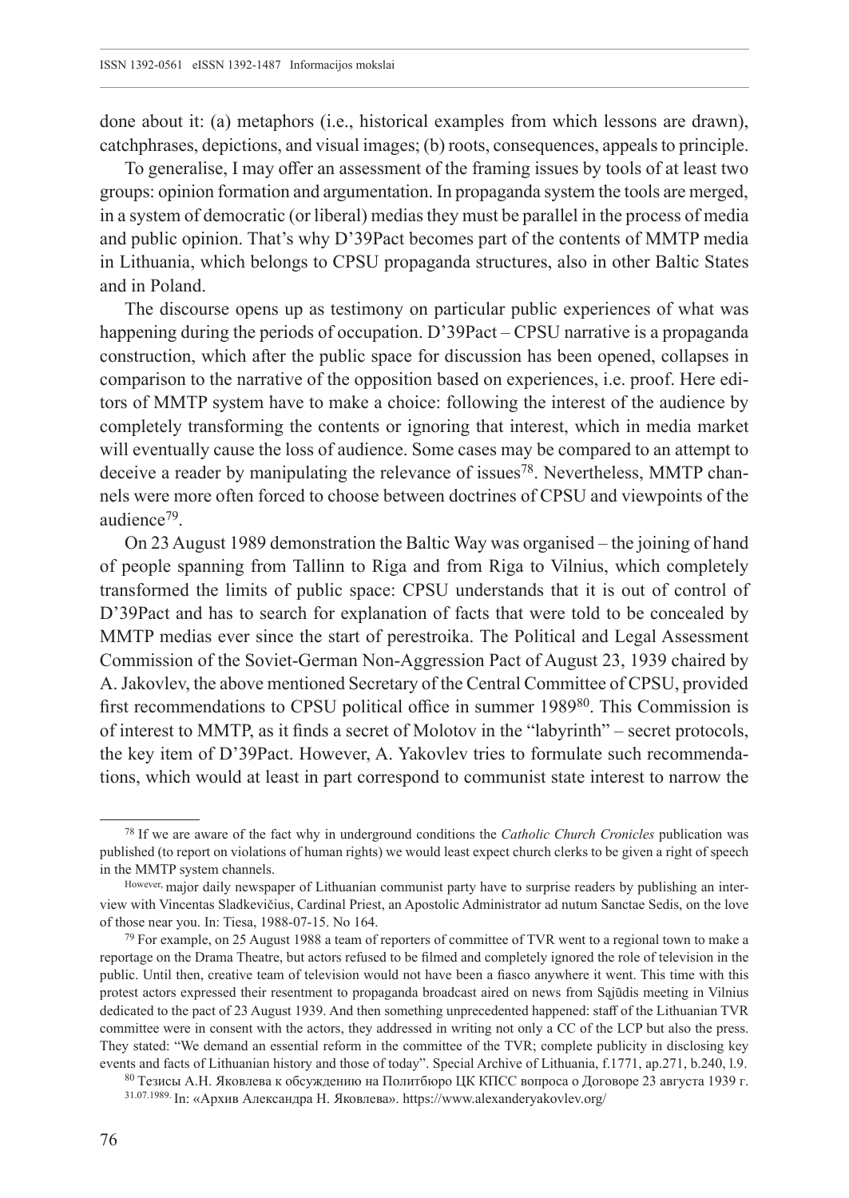done about it: (a) metaphors (i.e., historical examples from which lessons are drawn), catchphrases, depictions, and visual images; (b) roots, consequences, appeals to principle.

To generalise, I may offer an assessment of the framing issues by tools of at least two groups: opinion formation and argumentation. In propaganda system the tools are merged, in a system of democratic (or liberal) medias they must be parallel in the process of media and public opinion. That's why D'39Pact becomes part of the contents of MMTP media in Lithuania, which belongs to CPSU propaganda structures, also in other Baltic States and in Poland.

The discourse opens up as testimony on particular public experiences of what was happening during the periods of occupation. D'39Pact – CPSU narrative is a propaganda construction, which after the public space for discussion has been opened, collapses in comparison to the narrative of the opposition based on experiences, i.e. proof. Here editors of MMTP system have to make a choice: following the interest of the audience by completely transforming the contents or ignoring that interest, which in media market will eventually cause the loss of audience. Some cases may be compared to an attempt to deceive a reader by manipulating the relevance of issues[78]. Nevertheless, MMTP channels were more often forced to choose between doctrines of CPSU and viewpoints of the audience[79].

On 23 August 1989 demonstration the Baltic Way was organised – the joining of hand of people spanning from Tallinn to Riga and from Riga to Vilnius, which completely transformed the limits of public space: CPSU understands that it is out of control of D'39Pact and has to search for explanation of facts that were told to be concealed by MMTP medias ever since the start of perestroika. The Political and Legal Assessment Commission of the Soviet-German Non-Aggression Pact of August 23, 1939 chaired by A. Jakovlev, the above mentioned Secretary of the Central Committee of CPSU, provided first recommendations to CPSU political office in summer 1989[80]. This Commission is of interest to MMTP, as it finds a secret of Molotov in the "labyrinth" – secret protocols, the key item of D'39Pact. However, A. Yakovlev tries to formulate such recommendations, which would at least in part correspond to communist state interest to narrow the

---

[78] If we are aware of the fact why in underground conditions the *Catholic Church Cronicles* publication was published (to report on violations of human rights) we would least expect church clerks to be given a right of speech in the MMTP system channels.

However, major daily newspaper of Lithuanian communist party have to surprise readers by publishing an interview with Vincentas Sladkevičius, Cardinal Priest, an Apostolic Administrator ad nutum Sanctae Sedis, on the love of those near you. In: Tiesa, 1988-07-15. No 164.

[79] For example, on 25 August 1988 a team of reporters of committee of TVR went to a regional town to make a reportage on the Drama Theatre, but actors refused to be filmed and completely ignored the role of television in the public. Until then, creative team of television would not have been a fiasco anywhere it went. This time with this protest actors expressed their resentment to propaganda broadcast aired on news from Sąjūdis meeting in Vilnius dedicated to the pact of 23 August 1939. And then something unprecedented happened: staff of the Lithuanian TVR committee were in consent with the actors, they addressed in writing not only a CC of the LCP but also the press. They stated: "We demand an essential reform in the committee of the TVR; complete publicity in disclosing key events and facts of Lithuanian history and those of today". Special Archive of Lithuania, f.1771, ap.271, b.240, l.9.

[80] Тезисы А.Н. Яковлева к обсуждению на Политбюро ЦК КПСС вопроса о Договоре 23 августа 1939 г. 31.07.1989. In: «Архив Александра Н. Яковлева». https://www.alexanderyakovlev.org/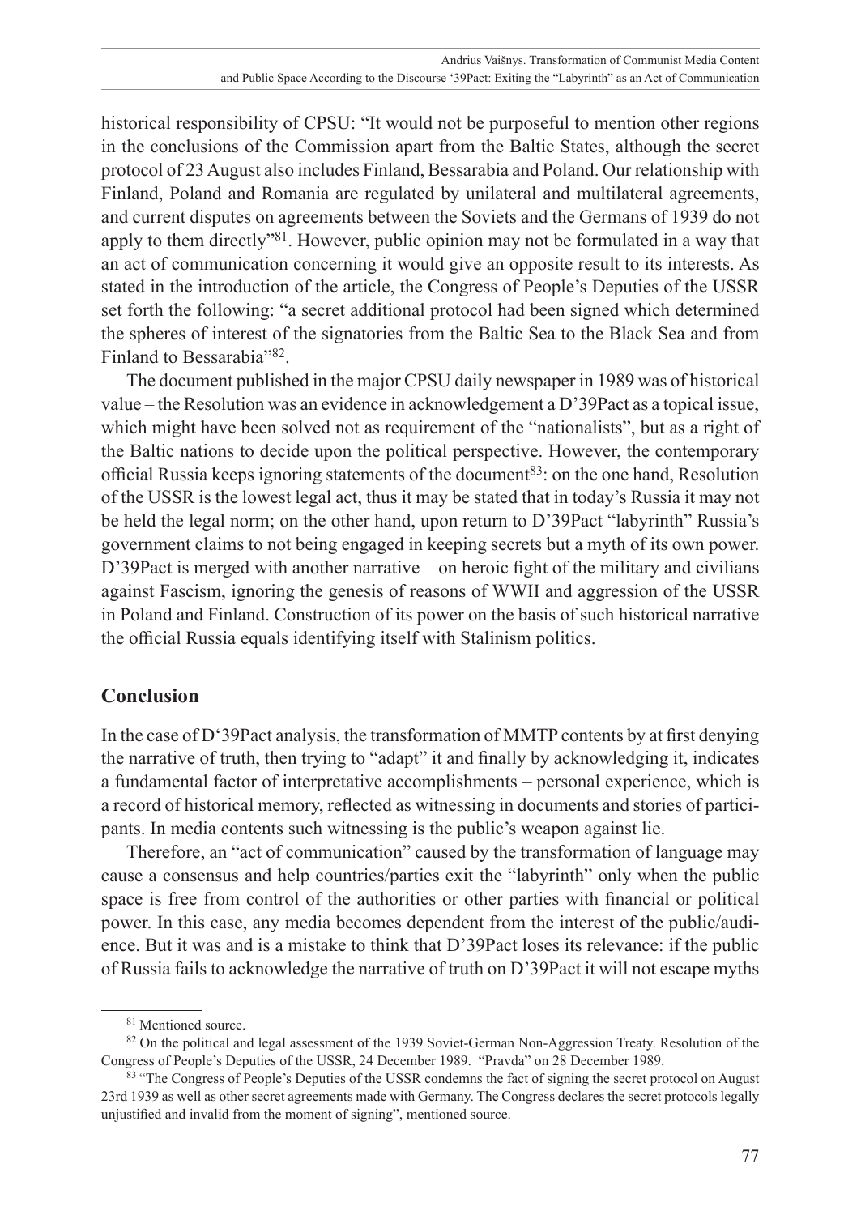historical responsibility of CPSU: "It would not be purposeful to mention other regions in the conclusions of the Commission apart from the Baltic States, although the secret protocol of 23 August also includes Finland, Bessarabia and Poland. Our relationship with Finland, Poland and Romania are regulated by unilateral and multilateral agreements, and current disputes on agreements between the Soviets and the Germans of 1939 do not apply to them directly"[81]. However, public opinion may not be formulated in a way that an act of communication concerning it would give an opposite result to its interests. As stated in the introduction of the article, the Congress of People's Deputies of the USSR set forth the following: "a secret additional protocol had been signed which determined the spheres of interest of the signatories from the Baltic Sea to the Black Sea and from Finland to Bessarabia"[82].

The document published in the major CPSU daily newspaper in 1989 was of historical value – the Resolution was an evidence in acknowledgement a D'39Pact as a topical issue, which might have been solved not as requirement of the "nationalists", but as a right of the Baltic nations to decide upon the political perspective. However, the contemporary official Russia keeps ignoring statements of the document[83]: on the one hand, Resolution of the USSR is the lowest legal act, thus it may be stated that in today's Russia it may not be held the legal norm; on the other hand, upon return to D'39Pact "labyrinth" Russia's government claims to not being engaged in keeping secrets but a myth of its own power. D'39Pact is merged with another narrative – on heroic fight of the military and civilians against Fascism, ignoring the genesis of reasons of WWII and aggression of the USSR in Poland and Finland. Construction of its power on the basis of such historical narrative the official Russia equals identifying itself with Stalinism politics.

## Conclusion

In the case of D'39Pact analysis, the transformation of MMTP contents by at first denying the narrative of truth, then trying to "adapt" it and finally by acknowledging it, indicates a fundamental factor of interpretative accomplishments – personal experience, which is a record of historical memory, reflected as witnessing in documents and stories of participants. In media contents such witnessing is the public's weapon against lie.

Therefore, an "act of communication" caused by the transformation of language may cause a consensus and help countries/parties exit the "labyrinth" only when the public space is free from control of the authorities or other parties with financial or political power. In this case, any media becomes dependent from the interest of the public/audience. But it was and is a mistake to think that D'39Pact loses its relevance: if the public of Russia fails to acknowledge the narrative of truth on D'39Pact it will not escape myths

---

[81] Mentioned source.

[82] On the political and legal assessment of the 1939 Soviet-German Non-Aggression Treaty. Resolution of the Congress of People's Deputies of the USSR, 24 December 1989. "Pravda" on 28 December 1989.

[83] "The Congress of People's Deputies of the USSR condemns the fact of signing the secret protocol on August 23rd 1939 as well as other secret agreements made with Germany. The Congress declares the secret protocols legally unjustified and invalid from the moment of signing", mentioned source.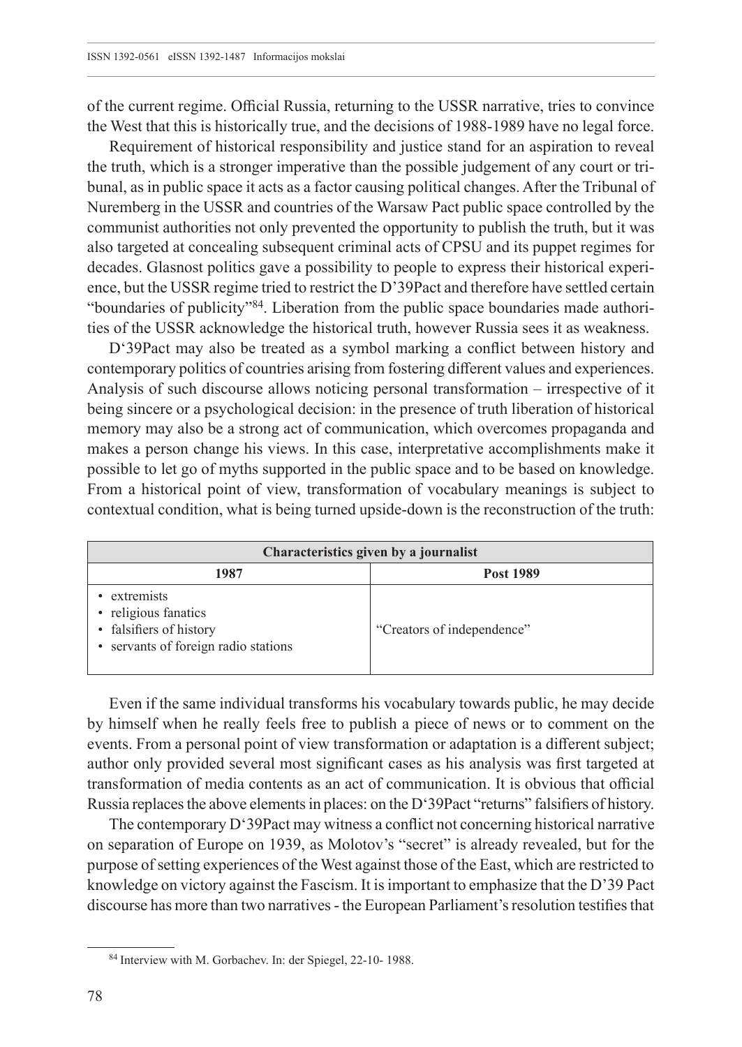of the current regime. Official Russia, returning to the USSR narrative, tries to convince the West that this is historically true, and the decisions of 1988-1989 have no legal force.

Requirement of historical responsibility and justice stand for an aspiration to reveal the truth, which is a stronger imperative than the possible judgement of any court or tribunal, as in public space it acts as a factor causing political changes. After the Tribunal of Nuremberg in the USSR and countries of the Warsaw Pact public space controlled by the communist authorities not only prevented the opportunity to publish the truth, but it was also targeted at concealing subsequent criminal acts of CPSU and its puppet regimes for decades. Glasnost politics gave a possibility to people to express their historical experience, but the USSR regime tried to restrict the D'39Pact and therefore have settled certain "boundaries of publicity"[84]. Liberation from the public space boundaries made authorities of the USSR acknowledge the historical truth, however Russia sees it as weakness.

D'39Pact may also be treated as a symbol marking a conflict between history and contemporary politics of countries arising from fostering different values and experiences. Analysis of such discourse allows noticing personal transformation – irrespective of it being sincere or a psychological decision: in the presence of truth liberation of historical memory may also be a strong act of communication, which overcomes propaganda and makes a person change his views. In this case, interpretative accomplishments make it possible to let go of myths supported in the public space and to be based on knowledge. From a historical point of view, transformation of vocabulary meanings is subject to contextual condition, what is being turned upside-down is the reconstruction of the truth:

| Characteristics given by a journalist | |
|---|---|
| **1987** | **Post 1989** |
| • extremists<br>• religious fanatics<br>• falsifiers of history<br>• servants of foreign radio stations | "Creators of independence" |

Even if the same individual transforms his vocabulary towards public, he may decide by himself when he really feels free to publish a piece of news or to comment on the events. From a personal point of view transformation or adaptation is a different subject; author only provided several most significant cases as his analysis was first targeted at transformation of media contents as an act of communication. It is obvious that official Russia replaces the above elements in places: on the D'39Pact "returns" falsifiers of history.

The contemporary D'39Pact may witness a conflict not concerning historical narrative on separation of Europe on 1939, as Molotov's "secret" is already revealed, but for the purpose of setting experiences of the West against those of the East, which are restricted to knowledge on victory against the Fascism. It is important to emphasize that the D'39 Pact discourse has more than two narratives - the European Parliament's resolution testifies that

---

[84] Interview with M. Gorbachev. In: der Spiegel, 22-10- 1988.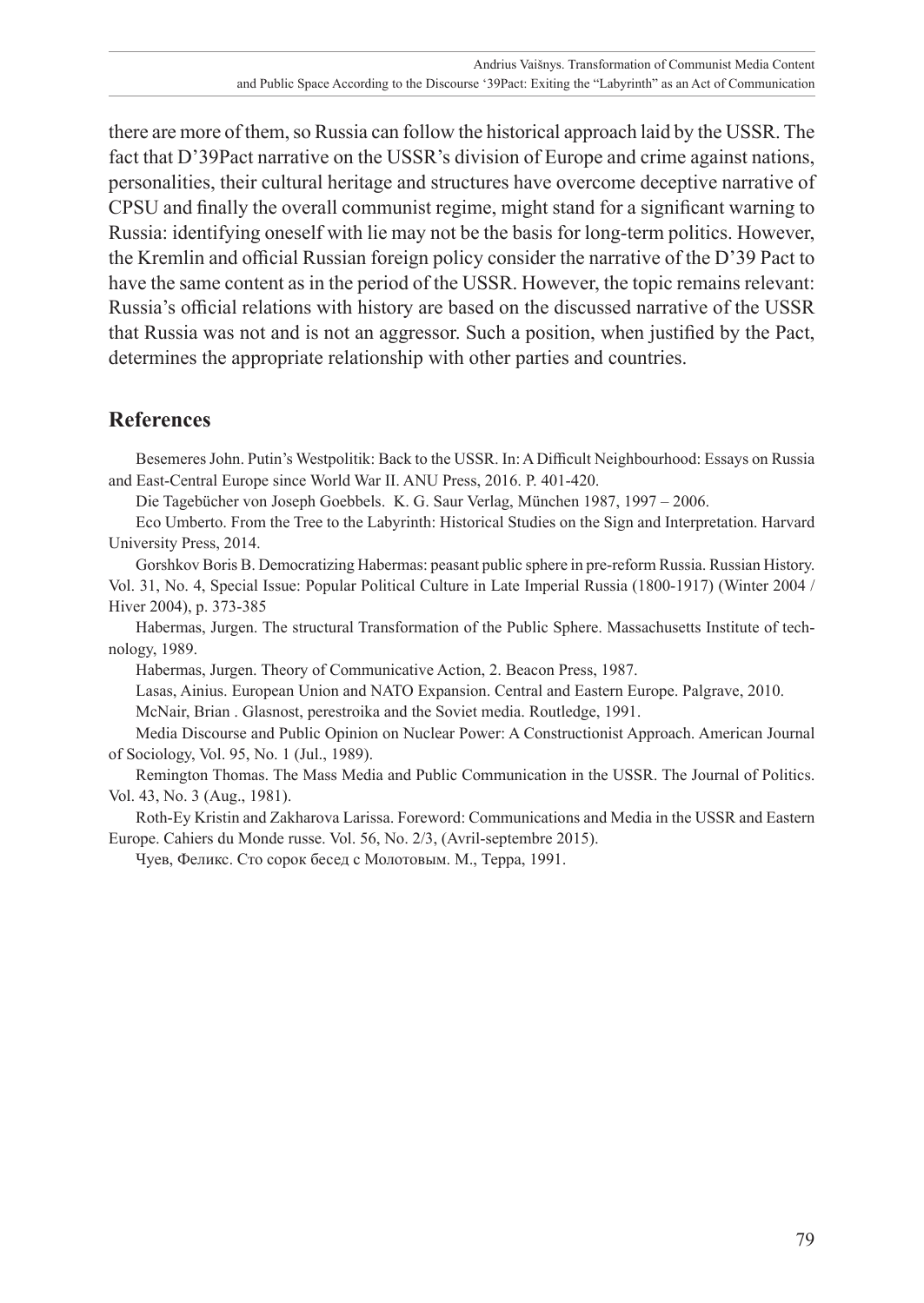there are more of them, so Russia can follow the historical approach laid by the USSR. The fact that D'39Pact narrative on the USSR's division of Europe and crime against nations, personalities, their cultural heritage and structures have overcome deceptive narrative of CPSU and finally the overall communist regime, might stand for a significant warning to Russia: identifying oneself with lie may not be the basis for long-term politics. However, the Kremlin and official Russian foreign policy consider the narrative of the D'39 Pact to have the same content as in the period of the USSR. However, the topic remains relevant: Russia's official relations with history are based on the discussed narrative of the USSR that Russia was not and is not an aggressor. Such a position, when justified by the Pact, determines the appropriate relationship with other parties and countries.

## References

Besemeres John. Putin's Westpolitik: Back to the USSR. In: A Difficult Neighbourhood: Essays on Russia and East-Central Europe since World War II. ANU Press, 2016. P. 401-420.

Die Tagebücher von Joseph Goebbels. K. G. Saur Verlag, München 1987, 1997 – 2006.

Eco Umberto. From the Tree to the Labyrinth: Historical Studies on the Sign and Interpretation. Harvard University Press, 2014.

Gorshkov Boris B. Democratizing Habermas: peasant public sphere in pre-reform Russia. Russian History. Vol. 31, No. 4, Special Issue: Popular Political Culture in Late Imperial Russia (1800-1917) (Winter 2004 / Hiver 2004), p. 373-385

Habermas, Jurgen. The structural Transformation of the Public Sphere. Massachusetts Institute of technology, 1989.

Habermas, Jurgen. Theory of Communicative Action, 2. Beacon Press, 1987.

Lasas, Ainius. European Union and NATO Expansion. Central and Eastern Europe. Palgrave, 2010.

McNair, Brian . Glasnost, perestroika and the Soviet media. Routledge, 1991.

Media Discourse and Public Opinion on Nuclear Power: A Constructionist Approach. American Journal of Sociology, Vol. 95, No. 1 (Jul., 1989).

Remington Thomas. The Mass Media and Public Communication in the USSR. The Journal of Politics. Vol. 43, No. 3 (Aug., 1981).

Roth-Ey Kristin and Zakharova Larissa. Foreword: Communications and Media in the USSR and Eastern Europe. Cahiers du Monde russe. Vol. 56, No. 2/3, (Avril-septembre 2015).

Чуев, Феликс. Сто сорок бесед с Молотовым. М., Терра, 1991.